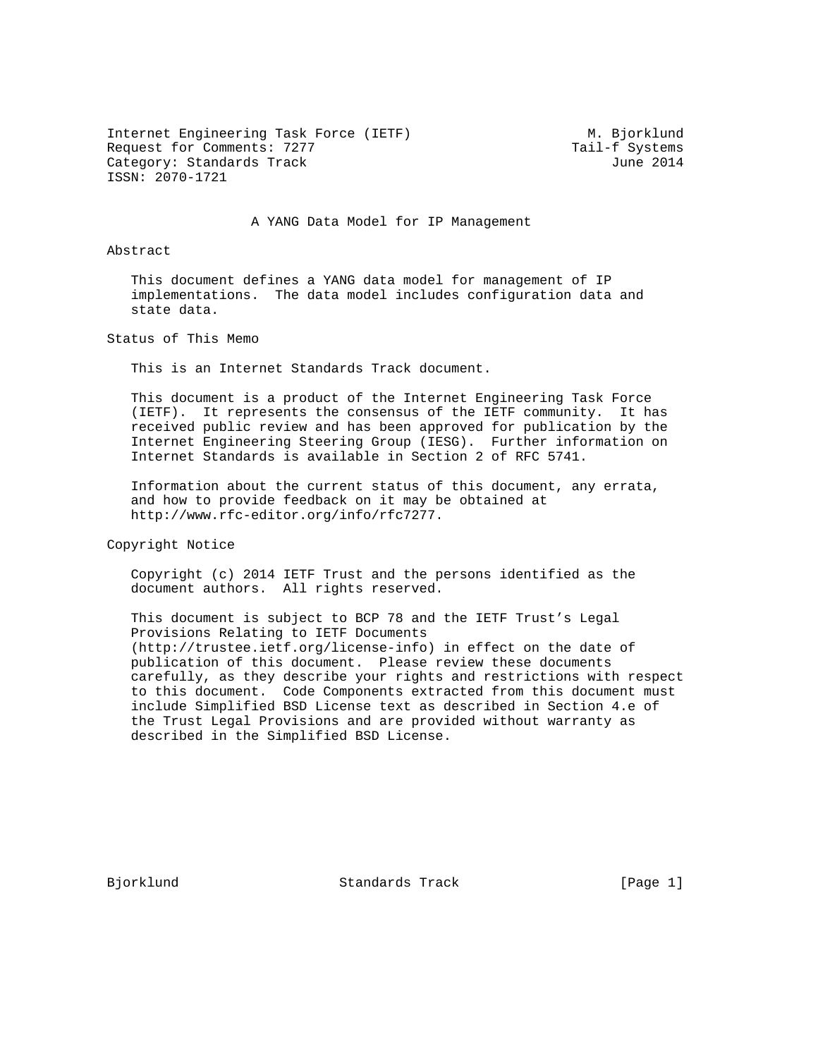Internet Engineering Task Force (IETF) M. Bjorklund
Request for Comments: 7277 Tail-f Systems
Category: Standards Track June 2014
ISSN: 2070-1721

# A YANG Data Model for IP Management

## Abstract

This document defines a YANG data model for management of IP implementations. The data model includes configuration data and state data.

## Status of This Memo

This is an Internet Standards Track document.

This document is a product of the Internet Engineering Task Force (IETF). It represents the consensus of the IETF community. It has received public review and has been approved for publication by the Internet Engineering Steering Group (IESG). Further information on Internet Standards is available in Section 2 of RFC 5741.

Information about the current status of this document, any errata, and how to provide feedback on it may be obtained at http://www.rfc-editor.org/info/rfc7277.

## Copyright Notice

Copyright (c) 2014 IETF Trust and the persons identified as the document authors. All rights reserved.

This document is subject to BCP 78 and the IETF Trust's Legal Provisions Relating to IETF Documents (http://trustee.ietf.org/license-info) in effect on the date of publication of this document. Please review these documents carefully, as they describe your rights and restrictions with respect to this document. Code Components extracted from this document must include Simplified BSD License text as described in Section 4.e of the Trust Legal Provisions and are provided without warranty as described in the Simplified BSD License.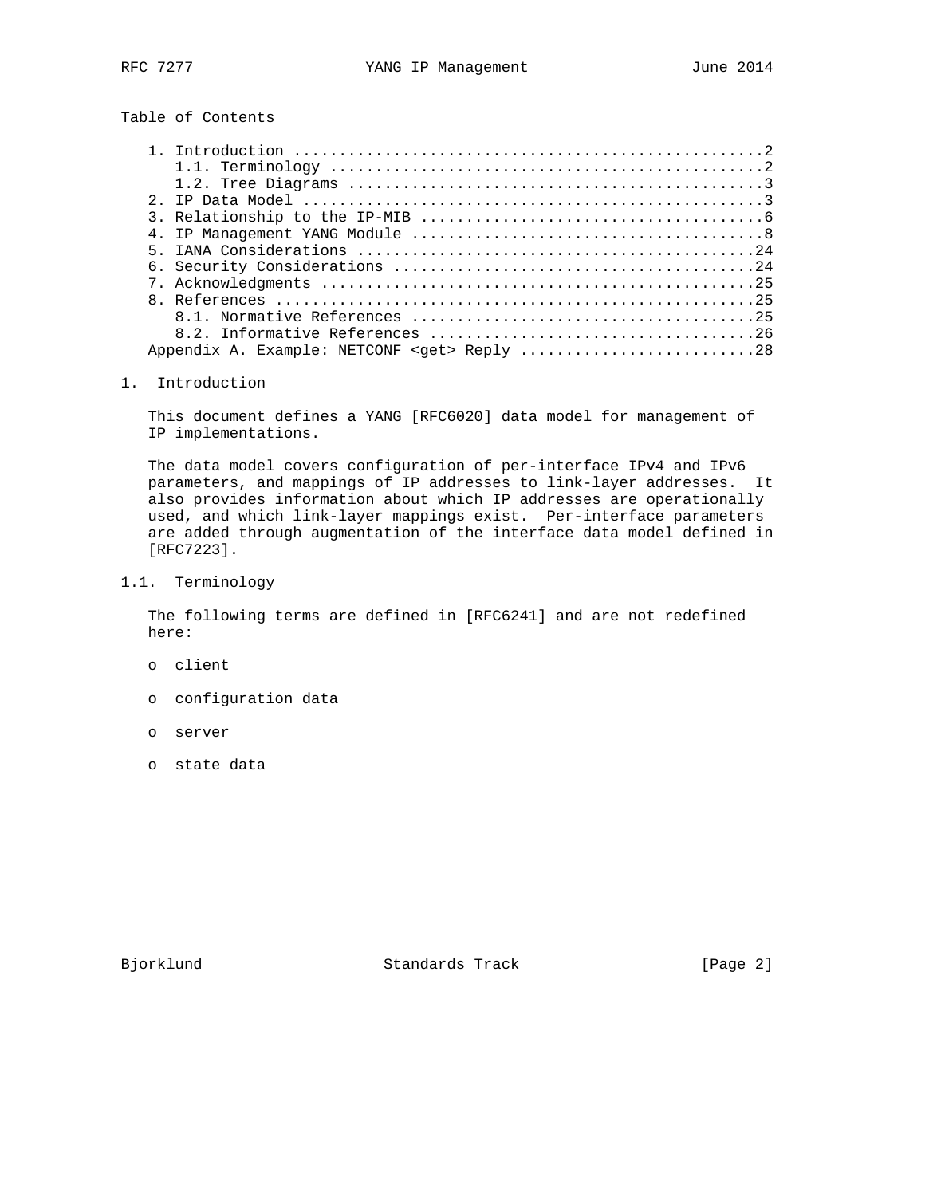Table of Contents

```
   1. Introduction ....................................................2
      1.1. Terminology ................................................2
      1.2. Tree Diagrams ..............................................3
   2. IP Data Model ...................................................3
   3. Relationship to the IP-MIB ......................................6
   4. IP Management YANG Module .......................................8
   5. IANA Considerations ............................................24
   6. Security Considerations ........................................24
   7. Acknowledgments ................................................25
   8. References .....................................................25
      8.1. Normative References ......................................25
      8.2. Informative References ....................................26
   Appendix A. Example: NETCONF <get> Reply ..........................28
```

# 1. Introduction

This document defines a YANG [RFC6020] data model for management of IP implementations.

The data model covers configuration of per-interface IPv4 and IPv6 parameters, and mappings of IP addresses to link-layer addresses. It also provides information about which IP addresses are operationally used, and which link-layer mappings exist. Per-interface parameters are added through augmentation of the interface data model defined in [RFC7223].

## 1.1. Terminology

The following terms are defined in [RFC6241] and are not redefined here:

- client
- configuration data
- server
- state data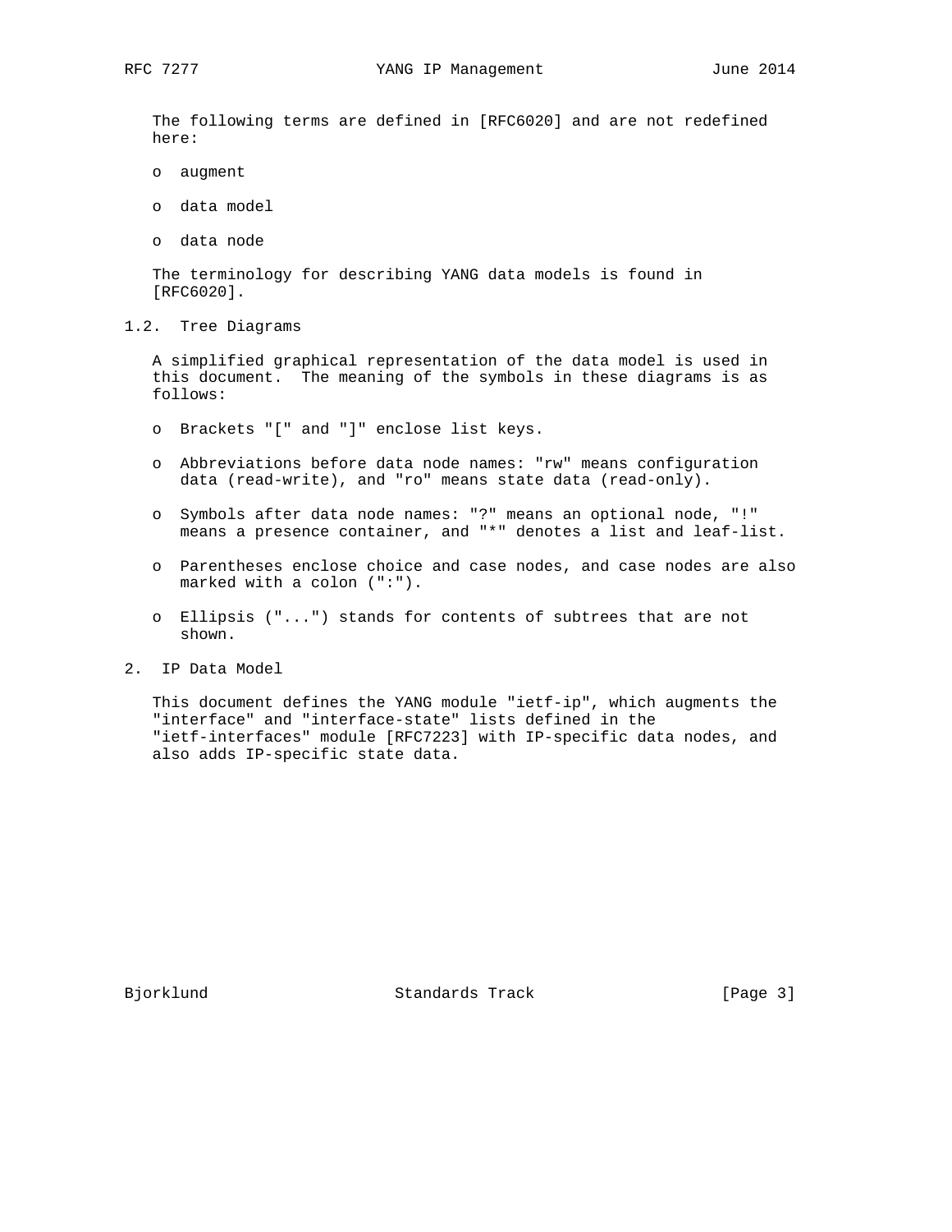The following terms are defined in [RFC6020] and are not redefined here:

- augment
- data model
- data node

The terminology for describing YANG data models is found in [RFC6020].

### 1.2. Tree Diagrams

A simplified graphical representation of the data model is used in this document. The meaning of the symbols in these diagrams is as follows:

- Brackets "[" and "]" enclose list keys.
- Abbreviations before data node names: "rw" means configuration data (read-write), and "ro" means state data (read-only).
- Symbols after data node names: "?" means an optional node, "!" means a presence container, and "*" denotes a list and leaf-list.
- Parentheses enclose choice and case nodes, and case nodes are also marked with a colon (":").
- Ellipsis ("...") stands for contents of subtrees that are not shown.

## 2. IP Data Model

This document defines the YANG module "ietf-ip", which augments the "interface" and "interface-state" lists defined in the "ietf-interfaces" module [RFC7223] with IP-specific data nodes, and also adds IP-specific state data.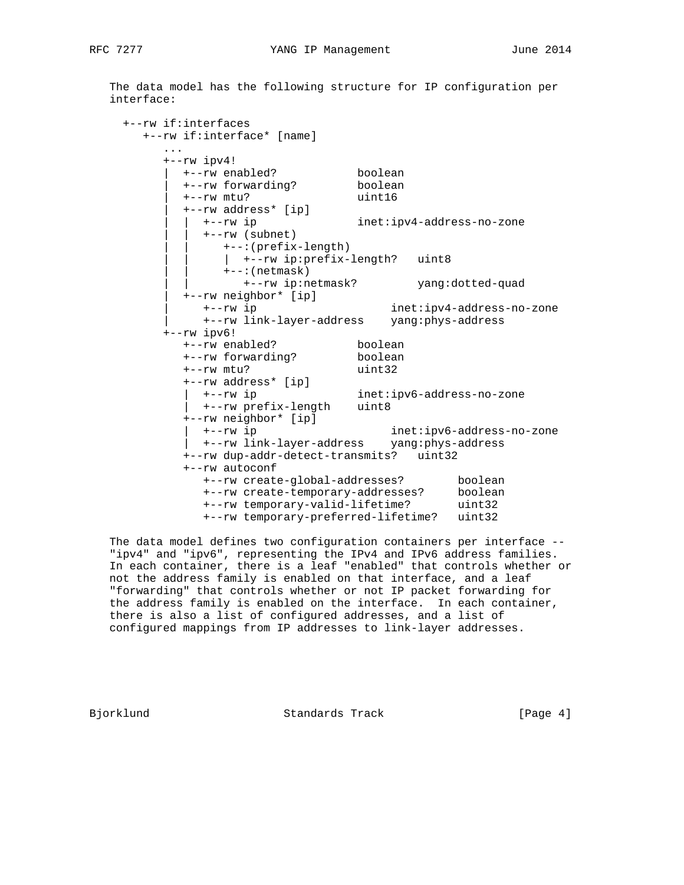The data model has the following structure for IP configuration per interface:

```
  +--rw if:interfaces
     +--rw if:interface* [name]
        ...
        +--rw ipv4!
        |  +--rw enabled?            boolean
        |  +--rw forwarding?         boolean
        |  +--rw mtu?                uint16
        |  +--rw address* [ip]
        |  |  +--rw ip               inet:ipv4-address-no-zone
        |  |  +--rw (subnet)
        |  |     +--:(prefix-length)
        |  |     |  +--rw ip:prefix-length?   uint8
        |  |     +--:(netmask)
        |  |        +--rw ip:netmask?         yang:dotted-quad
        |  +--rw neighbor* [ip]
        |     +--rw ip                    inet:ipv4-address-no-zone
        |     +--rw link-layer-address    yang:phys-address
        +--rw ipv6!
           +--rw enabled?            boolean
           +--rw forwarding?         boolean
           +--rw mtu?                uint32
           +--rw address* [ip]
           |  +--rw ip               inet:ipv6-address-no-zone
           |  +--rw prefix-length    uint8
           +--rw neighbor* [ip]
           |  +--rw ip                    inet:ipv6-address-no-zone
           |  +--rw link-layer-address    yang:phys-address
           +--rw dup-addr-detect-transmits?   uint32
           +--rw autoconf
              +--rw create-global-addresses?        boolean
              +--rw create-temporary-addresses?     boolean
              +--rw temporary-valid-lifetime?       uint32
              +--rw temporary-preferred-lifetime?   uint32
```

The data model defines two configuration containers per interface -- "ipv4" and "ipv6", representing the IPv4 and IPv6 address families. In each container, there is a leaf "enabled" that controls whether or not the address family is enabled on that interface, and a leaf "forwarding" that controls whether or not IP packet forwarding for the address family is enabled on the interface. In each container, there is also a list of configured addresses, and a list of configured mappings from IP addresses to link-layer addresses.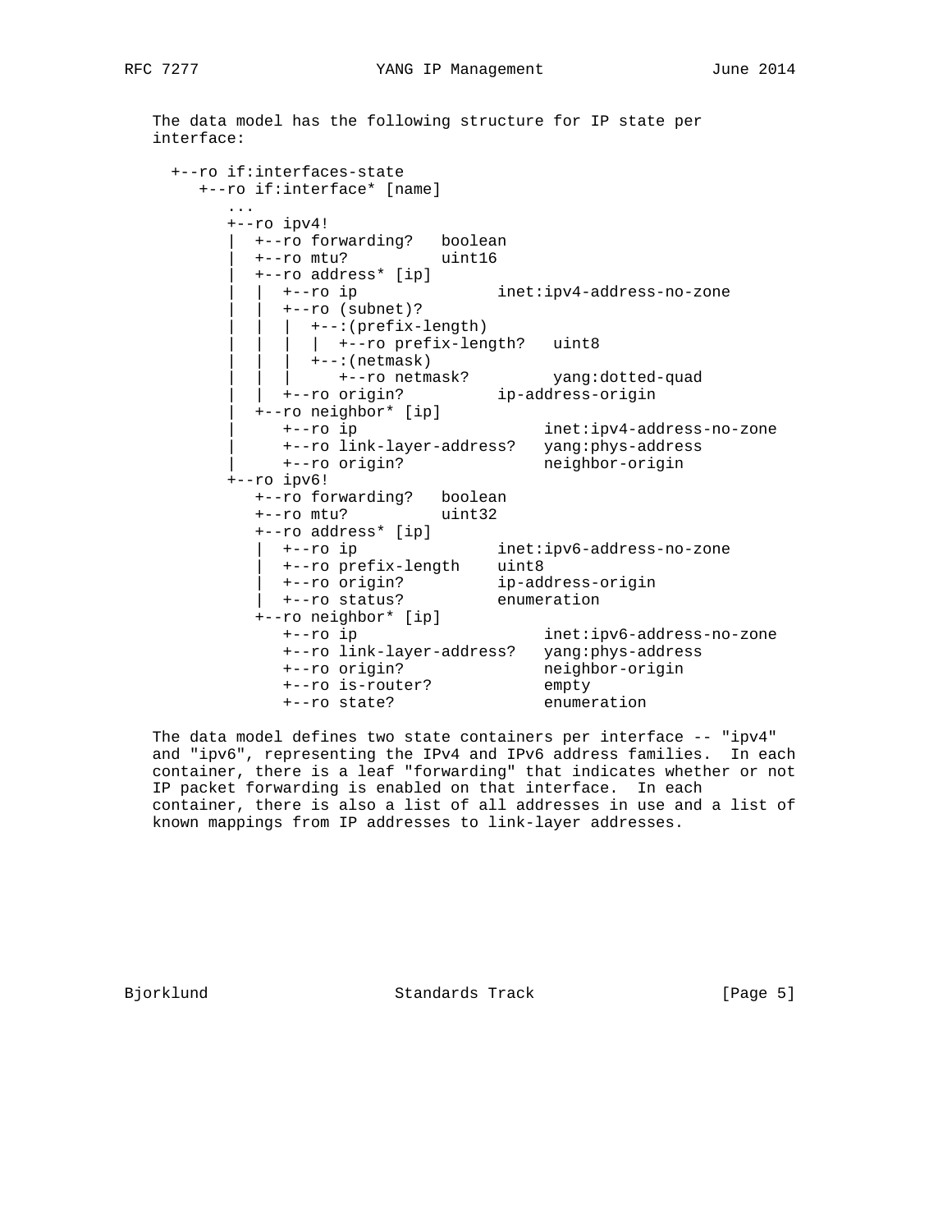The data model has the following structure for IP state per interface:

```
  +--ro if:interfaces-state
     +--ro if:interface* [name]
        ...
        +--ro ipv4!
        |  +--ro forwarding?   boolean
        |  +--ro mtu?          uint16
        |  +--ro address* [ip]
        |  |  +--ro ip               inet:ipv4-address-no-zone
        |  |  +--ro (subnet)?
        |  |  |  +--:(prefix-length)
        |  |  |  |  +--ro prefix-length?   uint8
        |  |  |  +--:(netmask)
        |  |  |     +--ro netmask?         yang:dotted-quad
        |  |  +--ro origin?          ip-address-origin
        |  +--ro neighbor* [ip]
        |     +--ro ip                   inet:ipv4-address-no-zone
        |     +--ro link-layer-address?   yang:phys-address
        |     +--ro origin?              neighbor-origin
        +--ro ipv6!
           +--ro forwarding?   boolean
           +--ro mtu?          uint32
           +--ro address* [ip]
           |  +--ro ip               inet:ipv6-address-no-zone
           |  +--ro prefix-length    uint8
           |  +--ro origin?          ip-address-origin
           |  +--ro status?          enumeration
           +--ro neighbor* [ip]
              +--ro ip                   inet:ipv6-address-no-zone
              +--ro link-layer-address?   yang:phys-address
              +--ro origin?              neighbor-origin
              +--ro is-router?           empty
              +--ro state?               enumeration
```

The data model defines two state containers per interface -- "ipv4" and "ipv6", representing the IPv4 and IPv6 address families. In each container, there is a leaf "forwarding" that indicates whether or not IP packet forwarding is enabled on that interface. In each container, there is also a list of all addresses in use and a list of known mappings from IP addresses to link-layer addresses.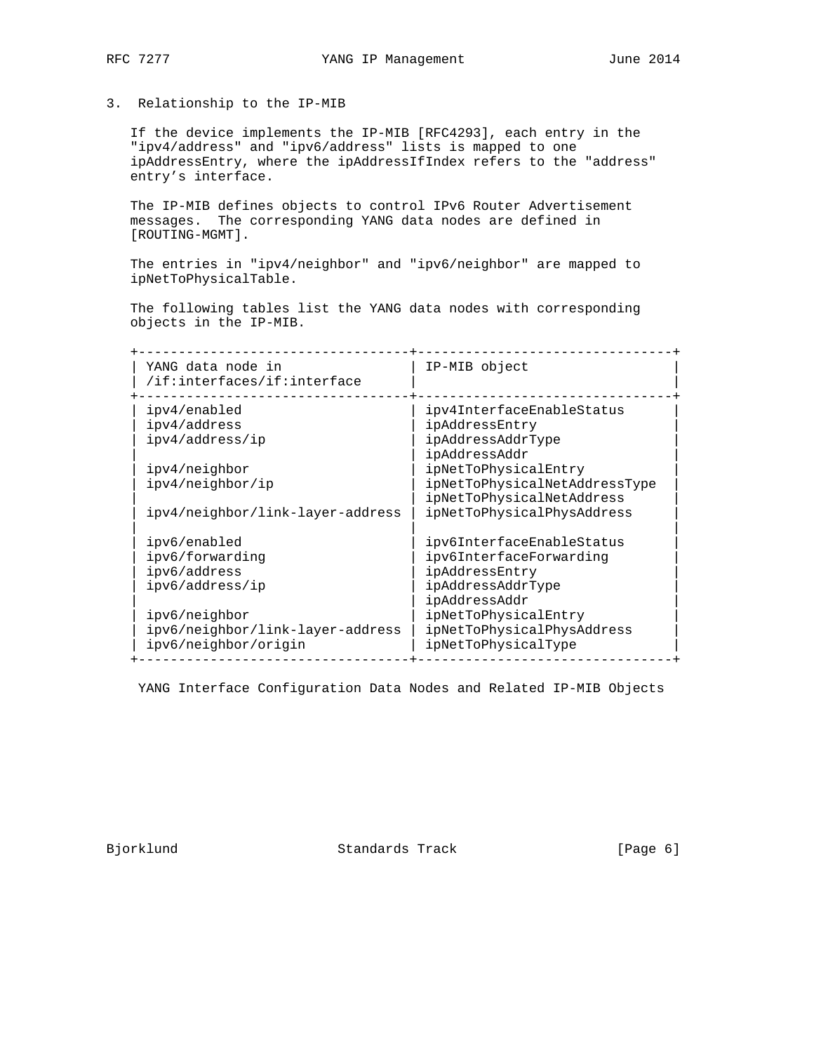## 3. Relationship to the IP-MIB

If the device implements the IP-MIB [RFC4293], each entry in the "ipv4/address" and "ipv6/address" lists is mapped to one ipAddressEntry, where the ipAddressIfIndex refers to the "address" entry's interface.

The IP-MIB defines objects to control IPv6 Router Advertisement messages. The corresponding YANG data nodes are defined in [ROUTING-MGMT].

The entries in "ipv4/neighbor" and "ipv6/neighbor" are mapped to ipNetToPhysicalTable.

The following tables list the YANG data nodes with corresponding objects in the IP-MIB.

| YANG data node in /if:interfaces/if:interface | IP-MIB object |
|---|---|
| ipv4/enabled | ipv4InterfaceEnableStatus |
| ipv4/address | ipAddressEntry |
| ipv4/address/ip | ipAddressAddrType<br>ipAddressAddr |
| ipv4/neighbor | ipNetToPhysicalEntry |
| ipv4/neighbor/ip | ipNetToPhysicalNetAddressType<br>ipNetToPhysicalNetAddress |
| ipv4/neighbor/link-layer-address | ipNetToPhysicalPhysAddress |
| ipv6/enabled | ipv6InterfaceEnableStatus |
| ipv6/forwarding | ipv6InterfaceForwarding |
| ipv6/address | ipAddressEntry |
| ipv6/address/ip | ipAddressAddrType<br>ipAddressAddr |
| ipv6/neighbor | ipNetToPhysicalEntry |
| ipv6/neighbor/link-layer-address | ipNetToPhysicalPhysAddress |
| ipv6/neighbor/origin | ipNetToPhysicalType |

YANG Interface Configuration Data Nodes and Related IP-MIB Objects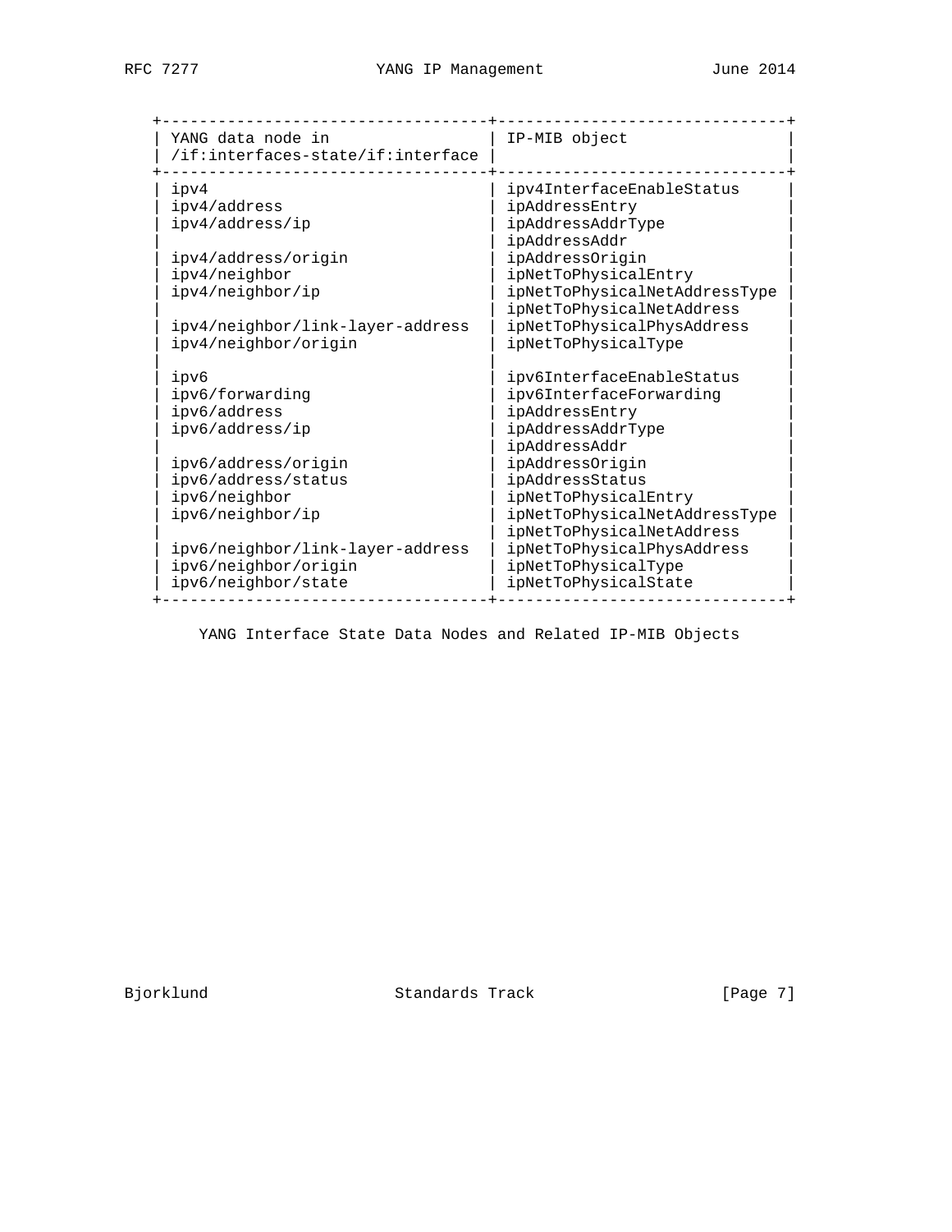| YANG data node in /if:interfaces-state/if:interface | IP-MIB object |
|---|---|
| ipv4 | ipv4InterfaceEnableStatus |
| ipv4/address | ipAddressEntry |
| ipv4/address/ip | ipAddressAddrType<br>ipAddressAddr |
| ipv4/address/origin | ipAddressOrigin |
| ipv4/neighbor | ipNetToPhysicalEntry |
| ipv4/neighbor/ip | ipNetToPhysicalNetAddressType<br>ipNetToPhysicalNetAddress |
| ipv4/neighbor/link-layer-address | ipNetToPhysicalPhysAddress |
| ipv4/neighbor/origin | ipNetToPhysicalType |
| | |
| ipv6 | ipv6InterfaceEnableStatus |
| ipv6/forwarding | ipv6InterfaceForwarding |
| ipv6/address | ipAddressEntry |
| ipv6/address/ip | ipAddressAddrType<br>ipAddressAddr |
| ipv6/address/origin | ipAddressOrigin |
| ipv6/address/status | ipAddressStatus |
| ipv6/neighbor | ipNetToPhysicalEntry |
| ipv6/neighbor/ip | ipNetToPhysicalNetAddressType<br>ipNetToPhysicalNetAddress |
| ipv6/neighbor/link-layer-address | ipNetToPhysicalPhysAddress |
| ipv6/neighbor/origin | ipNetToPhysicalType |
| ipv6/neighbor/state | ipNetToPhysicalState |

YANG Interface State Data Nodes and Related IP-MIB Objects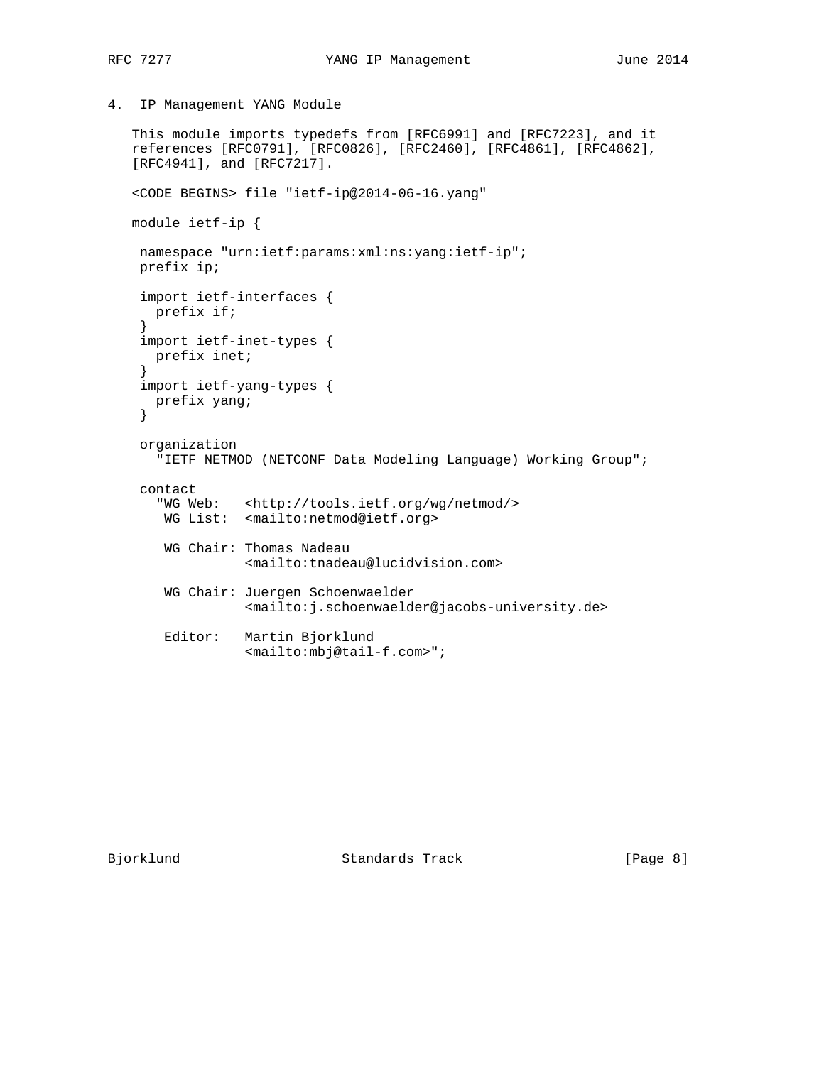## 4. IP Management YANG Module

This module imports typedefs from [RFC6991] and [RFC7223], and it references [RFC0791], [RFC0826], [RFC2460], [RFC4861], [RFC4862], [RFC4941], and [RFC7217].

<CODE BEGINS> file "ietf-ip@2014-06-16.yang"

```
module ietf-ip {

  namespace "urn:ietf:params:xml:ns:yang:ietf-ip";
  prefix ip;

  import ietf-interfaces {
    prefix if;
  }
  import ietf-inet-types {
    prefix inet;
  }
  import ietf-yang-types {
    prefix yang;
  }

  organization
    "IETF NETMOD (NETCONF Data Modeling Language) Working Group";

  contact
    "WG Web:   <http://tools.ietf.org/wg/netmod/>
     WG List:  <mailto:netmod@ietf.org>

     WG Chair: Thomas Nadeau
               <mailto:tnadeau@lucidvision.com>

     WG Chair: Juergen Schoenwaelder
               <mailto:j.schoenwaelder@jacobs-university.de>

     Editor:   Martin Bjorklund
               <mailto:mbj@tail-f.com>";
```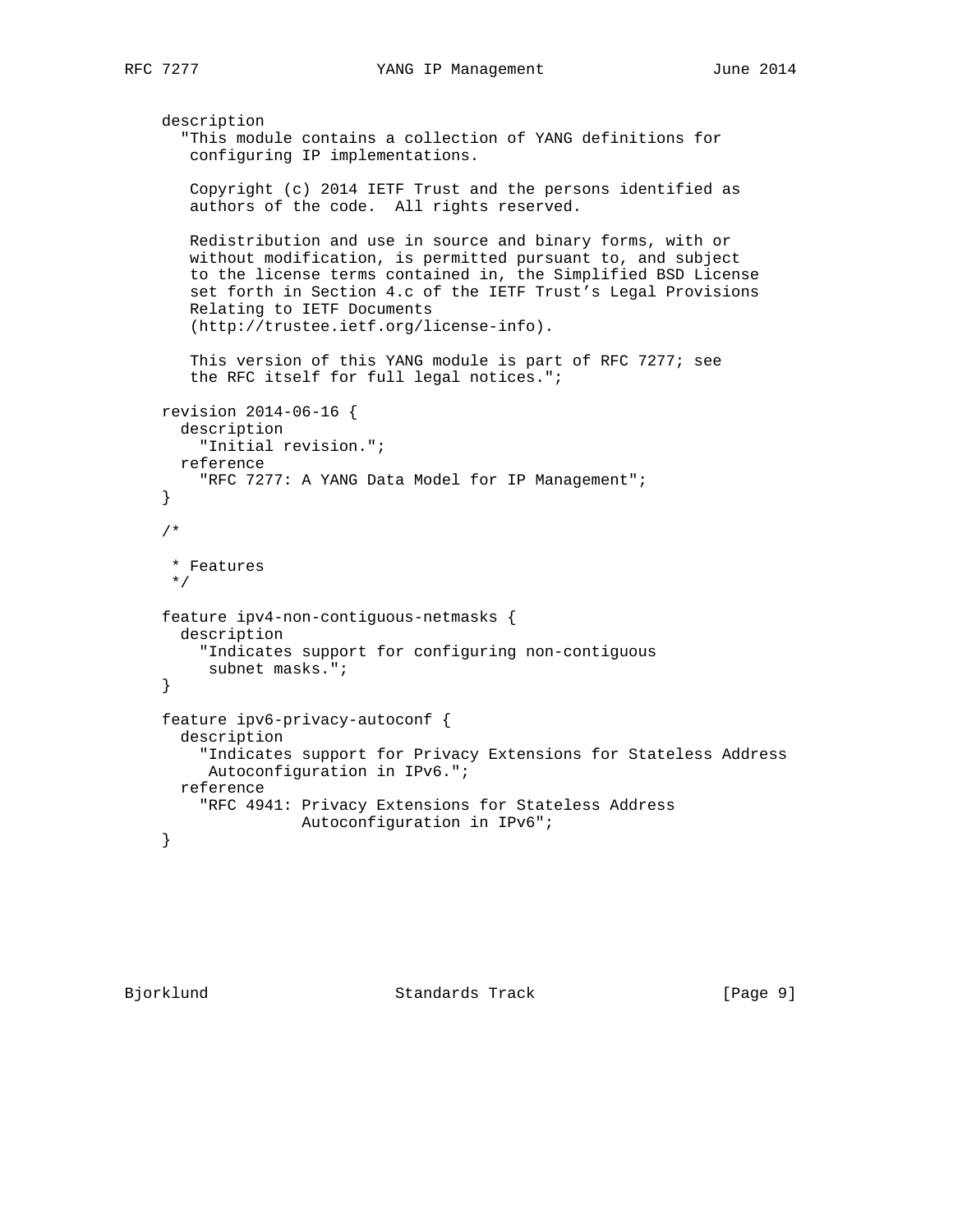```
     description
       "This module contains a collection of YANG definitions for
        configuring IP implementations.

        Copyright (c) 2014 IETF Trust and the persons identified as
        authors of the code.  All rights reserved.

        Redistribution and use in source and binary forms, with or
        without modification, is permitted pursuant to, and subject
        to the license terms contained in, the Simplified BSD License
        set forth in Section 4.c of the IETF Trust's Legal Provisions
        Relating to IETF Documents
        (http://trustee.ietf.org/license-info).

        This version of this YANG module is part of RFC 7277; see
        the RFC itself for full legal notices.";

     revision 2014-06-16 {
       description
         "Initial revision.";
       reference
         "RFC 7277: A YANG Data Model for IP Management";
     }

     /*

      * Features
      */

     feature ipv4-non-contiguous-netmasks {
       description
         "Indicates support for configuring non-contiguous
          subnet masks.";
     }

     feature ipv6-privacy-autoconf {
       description
         "Indicates support for Privacy Extensions for Stateless Address
          Autoconfiguration in IPv6.";
       reference
         "RFC 4941: Privacy Extensions for Stateless Address
                    Autoconfiguration in IPv6";
     }
```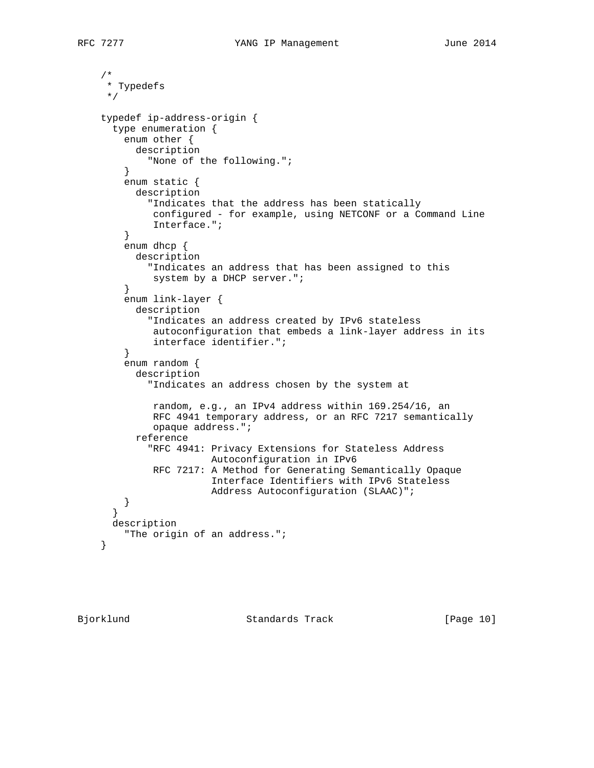```
    /*
     * Typedefs
     */

    typedef ip-address-origin {
      type enumeration {
        enum other {
          description
            "None of the following.";
        }
        enum static {
          description
            "Indicates that the address has been statically
             configured - for example, using NETCONF or a Command Line
             Interface.";
        }
        enum dhcp {
          description
            "Indicates an address that has been assigned to this
             system by a DHCP server.";
        }
        enum link-layer {
          description
            "Indicates an address created by IPv6 stateless
             autoconfiguration that embeds a link-layer address in its
             interface identifier.";
        }
        enum random {
          description
            "Indicates an address chosen by the system at

             random, e.g., an IPv4 address within 169.254/16, an
             RFC 4941 temporary address, or an RFC 7217 semantically
             opaque address.";
          reference
            "RFC 4941: Privacy Extensions for Stateless Address
                       Autoconfiguration in IPv6
             RFC 7217: A Method for Generating Semantically Opaque
                       Interface Identifiers with IPv6 Stateless
                       Address Autoconfiguration (SLAAC)";
        }
      }
      description
        "The origin of an address.";
    }
```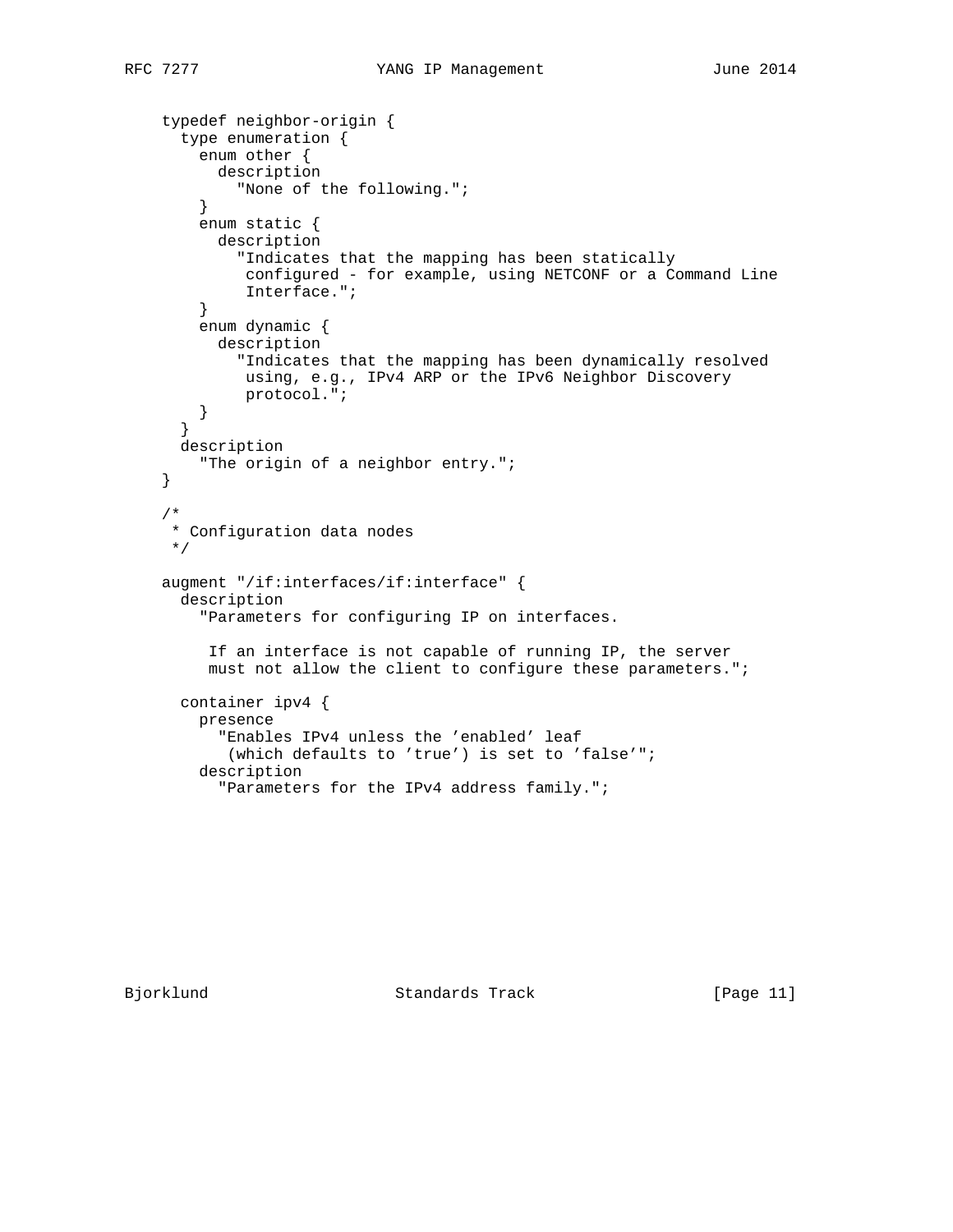```
    typedef neighbor-origin {
      type enumeration {
        enum other {
          description
            "None of the following.";
        }
        enum static {
          description
            "Indicates that the mapping has been statically
             configured - for example, using NETCONF or a Command Line
             Interface.";
        }
        enum dynamic {
          description
            "Indicates that the mapping has been dynamically resolved
             using, e.g., IPv4 ARP or the IPv6 Neighbor Discovery
             protocol.";
        }
      }
      description
        "The origin of a neighbor entry.";
    }

    /*
     * Configuration data nodes
     */

    augment "/if:interfaces/if:interface" {
      description
        "Parameters for configuring IP on interfaces.

         If an interface is not capable of running IP, the server
         must not allow the client to configure these parameters.";

      container ipv4 {
        presence
          "Enables IPv4 unless the 'enabled' leaf
           (which defaults to 'true') is set to 'false'";
        description
          "Parameters for the IPv4 address family.";
```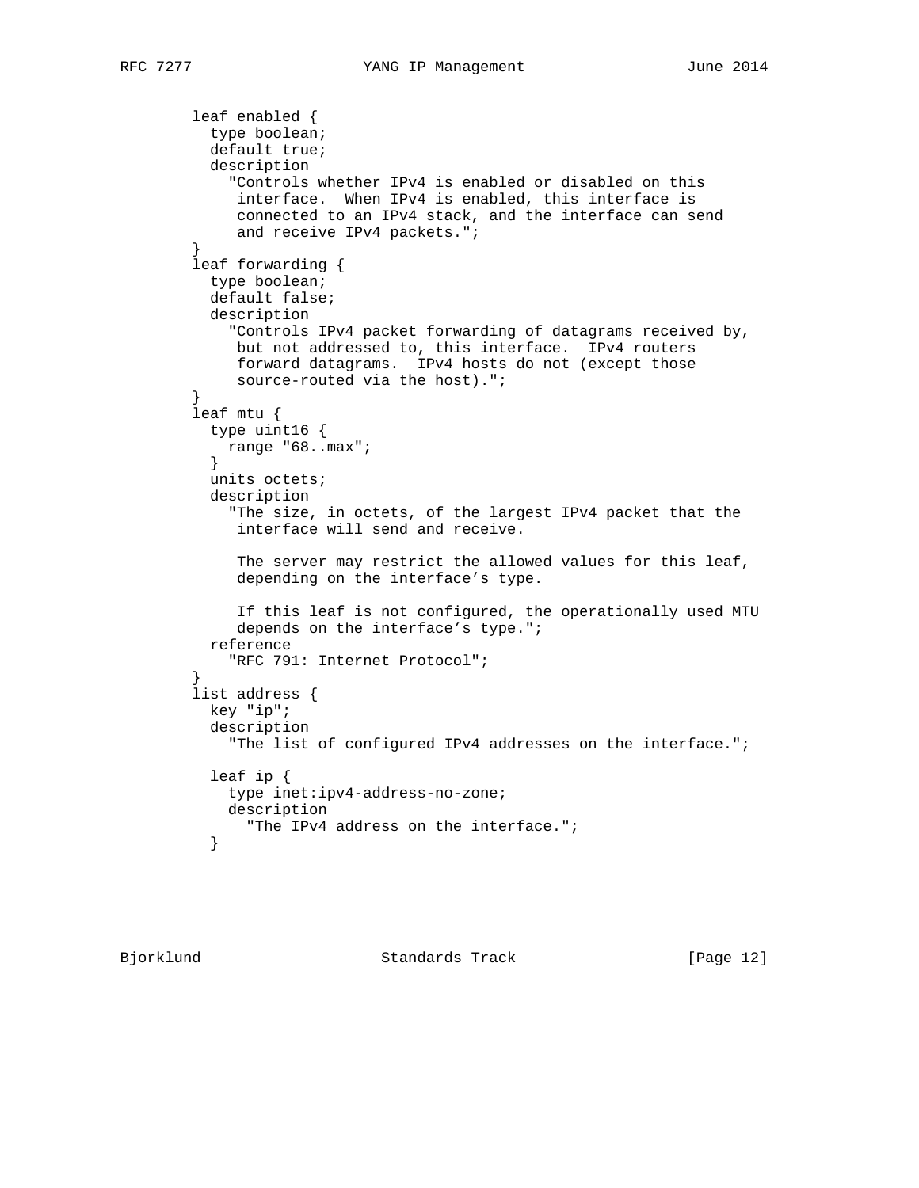```
       leaf enabled {
         type boolean;
         default true;
         description
           "Controls whether IPv4 is enabled or disabled on this
            interface.  When IPv4 is enabled, this interface is
            connected to an IPv4 stack, and the interface can send
            and receive IPv4 packets.";
       }
       leaf forwarding {
         type boolean;
         default false;
         description
           "Controls IPv4 packet forwarding of datagrams received by,
            but not addressed to, this interface.  IPv4 routers
            forward datagrams.  IPv4 hosts do not (except those
            source-routed via the host).";
       }
       leaf mtu {
         type uint16 {
           range "68..max";
         }
         units octets;
         description
           "The size, in octets, of the largest IPv4 packet that the
            interface will send and receive.

            The server may restrict the allowed values for this leaf,
            depending on the interface's type.

            If this leaf is not configured, the operationally used MTU
            depends on the interface's type.";
         reference
           "RFC 791: Internet Protocol";
       }
       list address {
         key "ip";
         description
           "The list of configured IPv4 addresses on the interface.";

         leaf ip {
           type inet:ipv4-address-no-zone;
           description
             "The IPv4 address on the interface.";
         }
```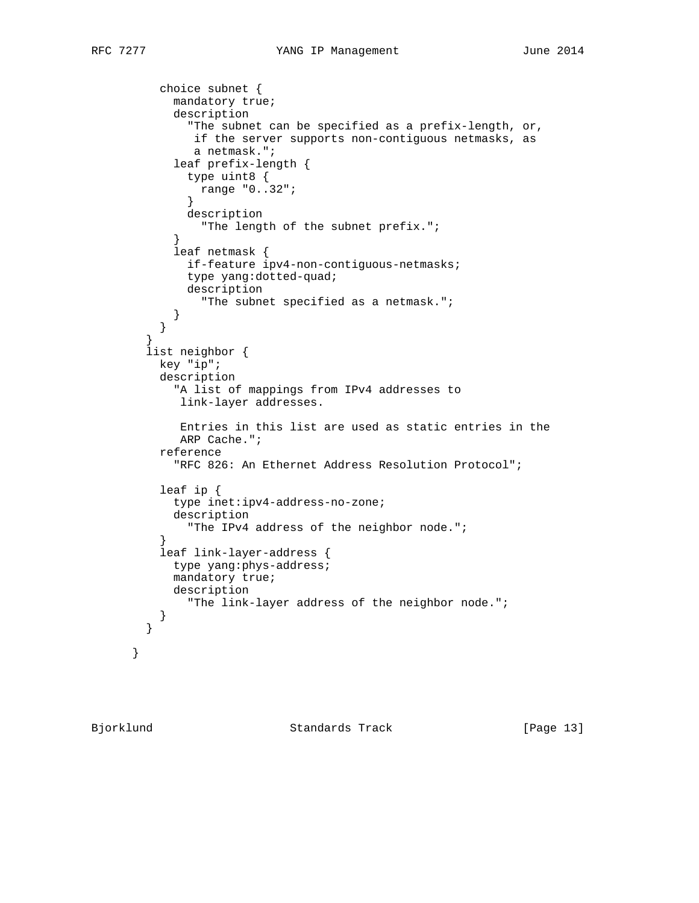```
          choice subnet {
            mandatory true;
            description
              "The subnet can be specified as a prefix-length, or,
               if the server supports non-contiguous netmasks, as
               a netmask.";
            leaf prefix-length {
              type uint8 {
                range "0..32";
              }
              description
                "The length of the subnet prefix.";
            }
            leaf netmask {
              if-feature ipv4-non-contiguous-netmasks;
              type yang:dotted-quad;
              description
                "The subnet specified as a netmask.";
            }
          }
        }
        list neighbor {
          key "ip";
          description
            "A list of mappings from IPv4 addresses to
             link-layer addresses.

             Entries in this list are used as static entries in the
             ARP Cache.";
          reference
            "RFC 826: An Ethernet Address Resolution Protocol";

          leaf ip {
            type inet:ipv4-address-no-zone;
            description
              "The IPv4 address of the neighbor node.";
          }
          leaf link-layer-address {
            type yang:phys-address;
            mandatory true;
            description
              "The link-layer address of the neighbor node.";
          }
        }

      }
```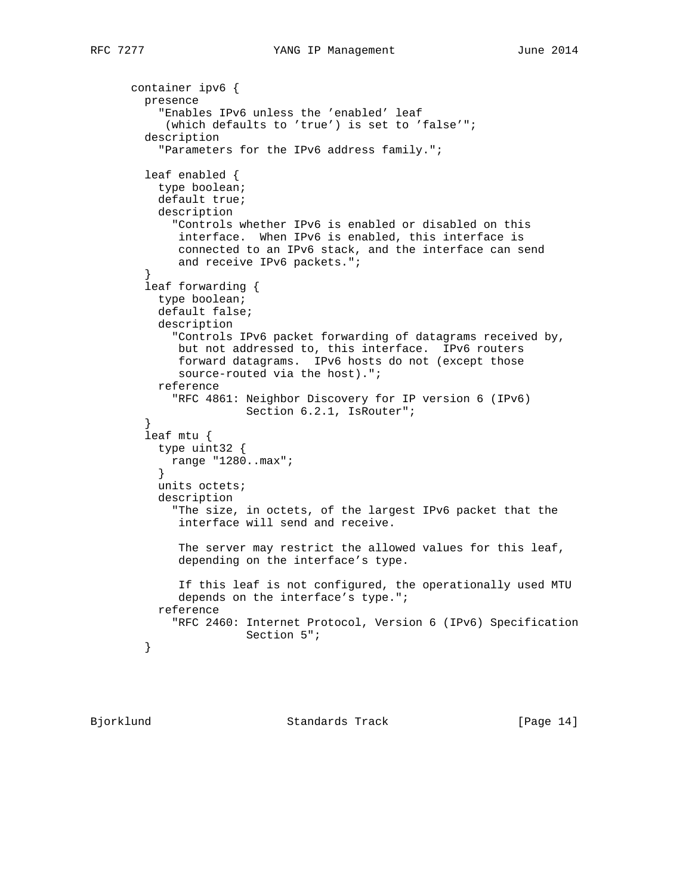```
      container ipv6 {
        presence
          "Enables IPv6 unless the 'enabled' leaf
           (which defaults to 'true') is set to 'false'";
        description
          "Parameters for the IPv6 address family.";

        leaf enabled {
          type boolean;
          default true;
          description
            "Controls whether IPv6 is enabled or disabled on this
             interface.  When IPv6 is enabled, this interface is
             connected to an IPv6 stack, and the interface can send
             and receive IPv6 packets.";
        }
        leaf forwarding {
          type boolean;
          default false;
          description
            "Controls IPv6 packet forwarding of datagrams received by,
             but not addressed to, this interface.  IPv6 routers
             forward datagrams.  IPv6 hosts do not (except those
             source-routed via the host).";
          reference
            "RFC 4861: Neighbor Discovery for IP version 6 (IPv6)
                       Section 6.2.1, IsRouter";
        }
        leaf mtu {
          type uint32 {
            range "1280..max";
          }
          units octets;
          description
            "The size, in octets, of the largest IPv6 packet that the
             interface will send and receive.

             The server may restrict the allowed values for this leaf,
             depending on the interface's type.

             If this leaf is not configured, the operationally used MTU
             depends on the interface's type.";
          reference
            "RFC 2460: Internet Protocol, Version 6 (IPv6) Specification
                       Section 5";
        }
```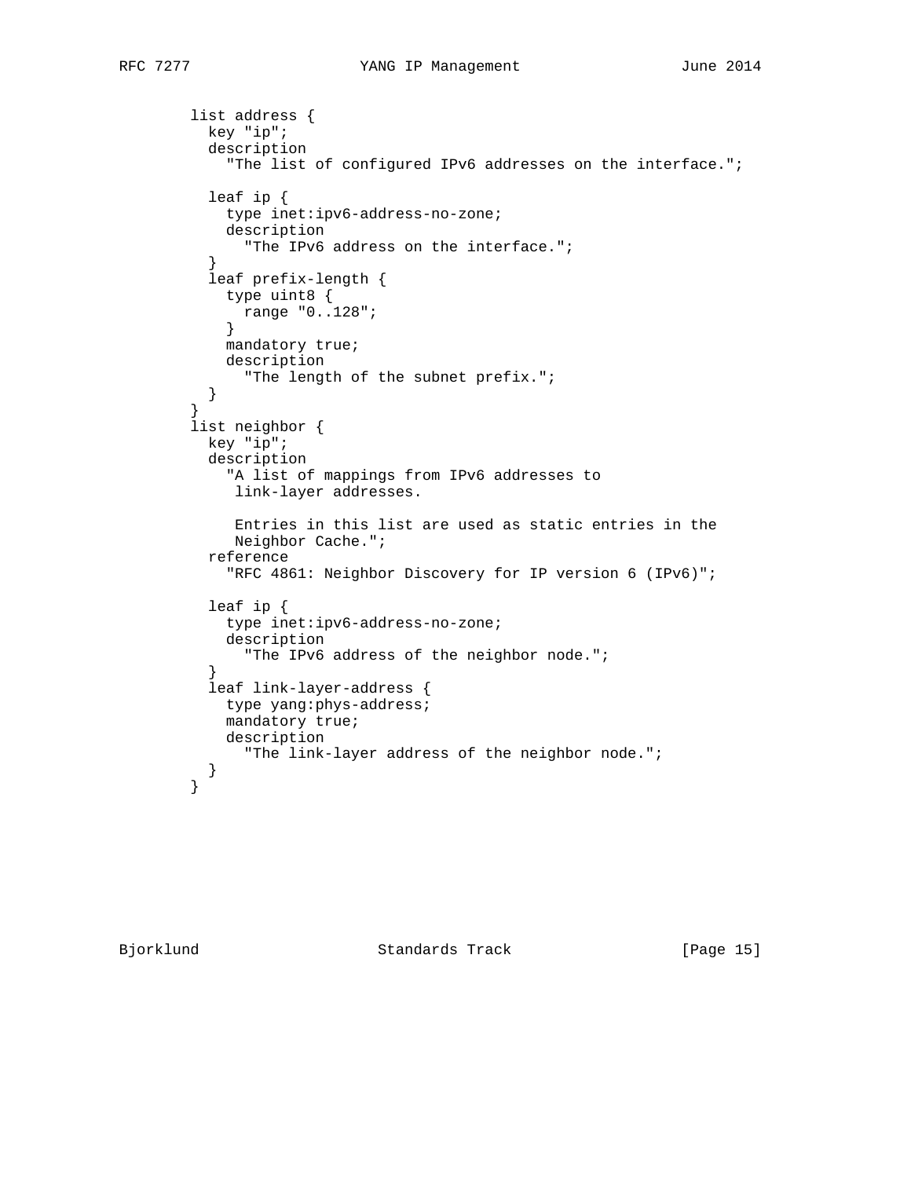```
        list address {
          key "ip";
          description
            "The list of configured IPv6 addresses on the interface.";

          leaf ip {
            type inet:ipv6-address-no-zone;
            description
              "The IPv6 address on the interface.";
          }
          leaf prefix-length {
            type uint8 {
              range "0..128";
            }
            mandatory true;
            description
              "The length of the subnet prefix.";
          }
        }
        list neighbor {
          key "ip";
          description
            "A list of mappings from IPv6 addresses to
             link-layer addresses.

             Entries in this list are used as static entries in the
             Neighbor Cache.";
          reference
            "RFC 4861: Neighbor Discovery for IP version 6 (IPv6)";

          leaf ip {
            type inet:ipv6-address-no-zone;
            description
              "The IPv6 address of the neighbor node.";
          }
          leaf link-layer-address {
            type yang:phys-address;
            mandatory true;
            description
              "The link-layer address of the neighbor node.";
          }
        }
```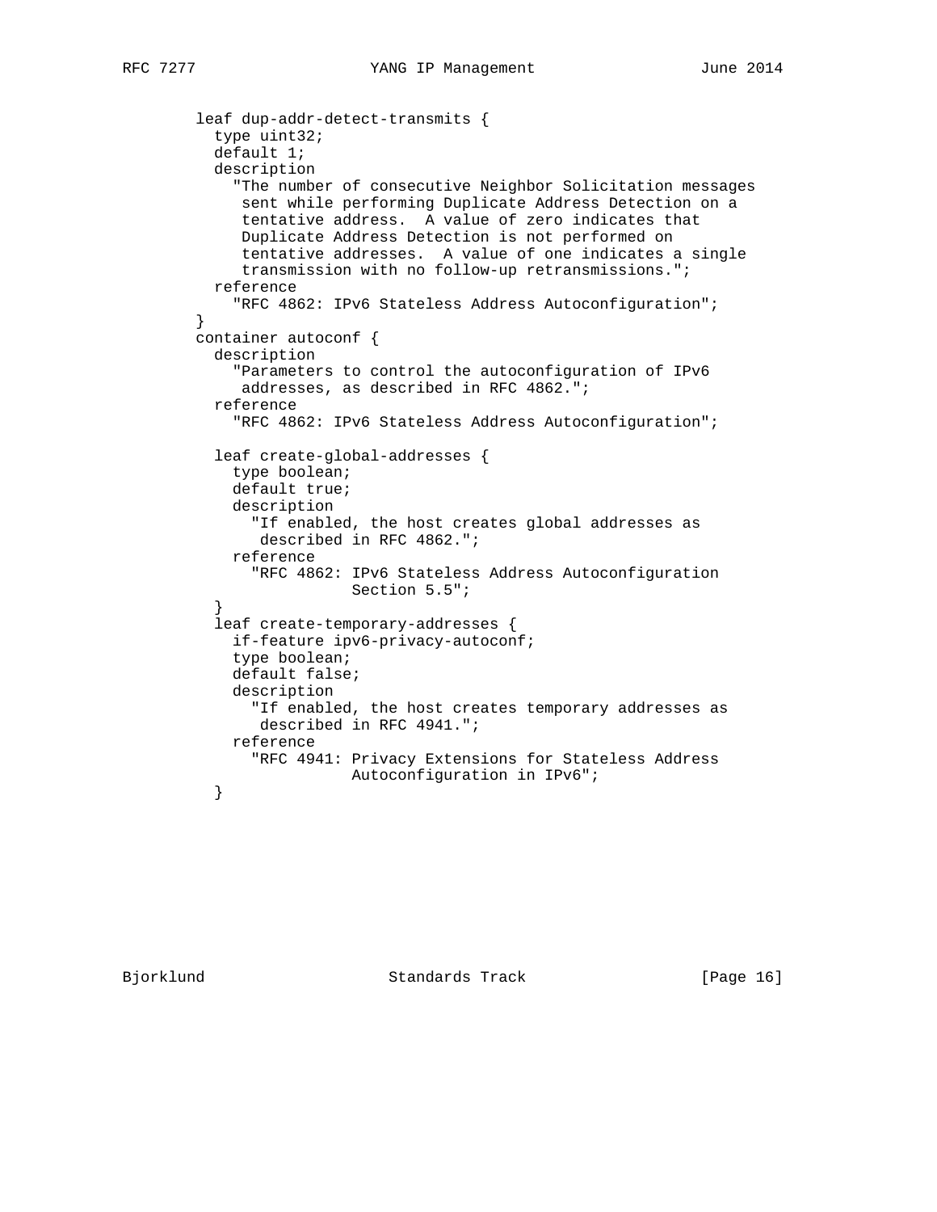```
       leaf dup-addr-detect-transmits {
         type uint32;
         default 1;
         description
           "The number of consecutive Neighbor Solicitation messages
            sent while performing Duplicate Address Detection on a
            tentative address.  A value of zero indicates that
            Duplicate Address Detection is not performed on
            tentative addresses.  A value of one indicates a single
            transmission with no follow-up retransmissions.";
         reference
           "RFC 4862: IPv6 Stateless Address Autoconfiguration";
       }
       container autoconf {
         description
           "Parameters to control the autoconfiguration of IPv6
            addresses, as described in RFC 4862.";
         reference
           "RFC 4862: IPv6 Stateless Address Autoconfiguration";

         leaf create-global-addresses {
           type boolean;
           default true;
           description
             "If enabled, the host creates global addresses as
              described in RFC 4862.";
           reference
             "RFC 4862: IPv6 Stateless Address Autoconfiguration
                        Section 5.5";
         }
         leaf create-temporary-addresses {
           if-feature ipv6-privacy-autoconf;
           type boolean;
           default false;
           description
             "If enabled, the host creates temporary addresses as
              described in RFC 4941.";
           reference
             "RFC 4941: Privacy Extensions for Stateless Address
                        Autoconfiguration in IPv6";
         }
```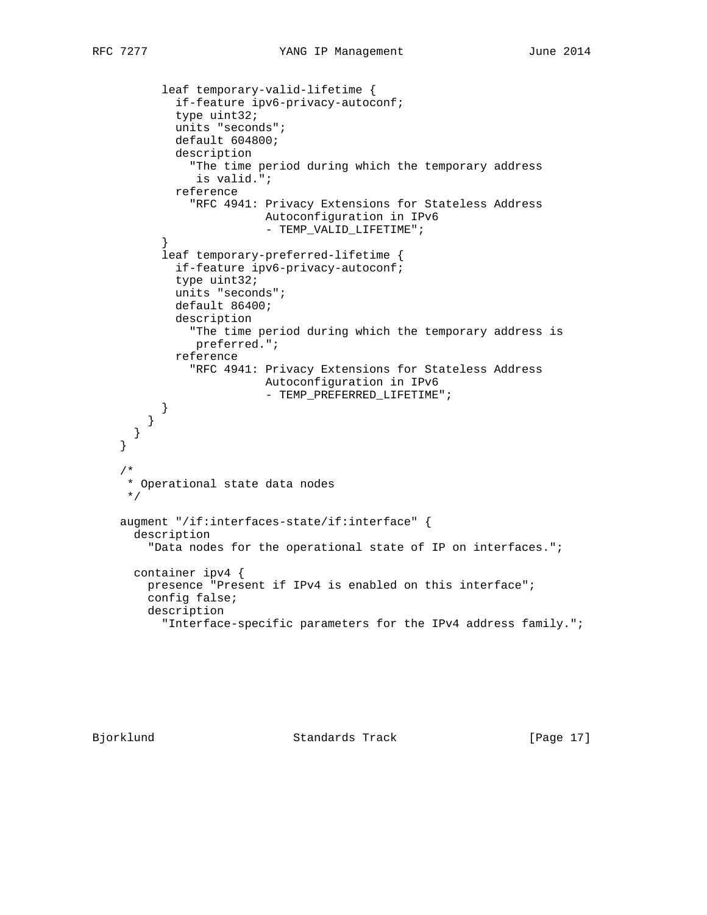```
        leaf temporary-valid-lifetime {
          if-feature ipv6-privacy-autoconf;
          type uint32;
          units "seconds";
          default 604800;
          description
            "The time period during which the temporary address
             is valid.";
          reference
            "RFC 4941: Privacy Extensions for Stateless Address
                       Autoconfiguration in IPv6
                       - TEMP_VALID_LIFETIME";
        }
        leaf temporary-preferred-lifetime {
          if-feature ipv6-privacy-autoconf;
          type uint32;
          units "seconds";
          default 86400;
          description
            "The time period during which the temporary address is
             preferred.";
          reference
            "RFC 4941: Privacy Extensions for Stateless Address
                       Autoconfiguration in IPv6
                       - TEMP_PREFERRED_LIFETIME";
        }
      }
    }
  }

  /*
   * Operational state data nodes
   */

  augment "/if:interfaces-state/if:interface" {
    description
      "Data nodes for the operational state of IP on interfaces.";

    container ipv4 {
      presence "Present if IPv4 is enabled on this interface";
      config false;
      description
        "Interface-specific parameters for the IPv4 address family.";
```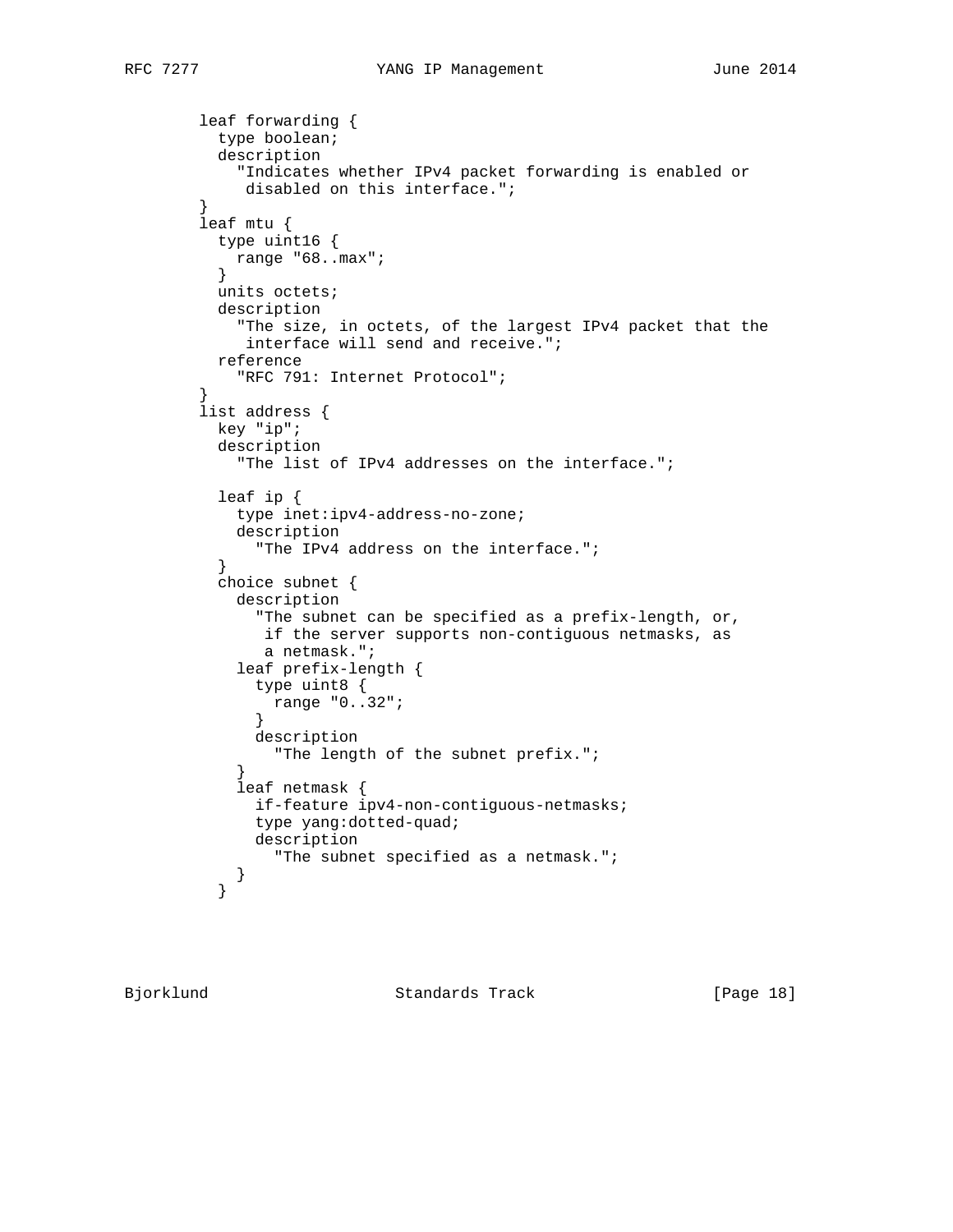```
        leaf forwarding {
          type boolean;
          description
            "Indicates whether IPv4 packet forwarding is enabled or
             disabled on this interface.";
        }
        leaf mtu {
          type uint16 {
            range "68..max";
          }
          units octets;
          description
            "The size, in octets, of the largest IPv4 packet that the
             interface will send and receive.";
          reference
            "RFC 791: Internet Protocol";
        }
        list address {
          key "ip";
          description
            "The list of IPv4 addresses on the interface.";

          leaf ip {
            type inet:ipv4-address-no-zone;
            description
              "The IPv4 address on the interface.";
          }
          choice subnet {
            description
              "The subnet can be specified as a prefix-length, or,
               if the server supports non-contiguous netmasks, as
               a netmask.";
            leaf prefix-length {
              type uint8 {
                range "0..32";
              }
              description
                "The length of the subnet prefix.";
            }
            leaf netmask {
              if-feature ipv4-non-contiguous-netmasks;
              type yang:dotted-quad;
              description
                "The subnet specified as a netmask.";
            }
          }
```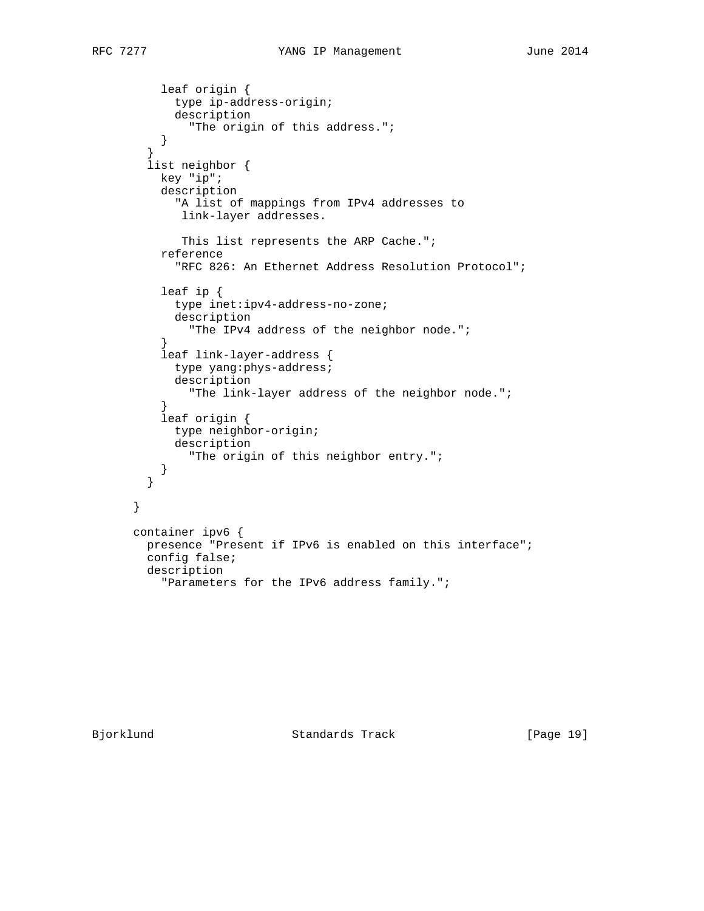```
          leaf origin {
            type ip-address-origin;
            description
              "The origin of this address.";
          }
        }
        list neighbor {
          key "ip";
          description
            "A list of mappings from IPv4 addresses to
             link-layer addresses.

             This list represents the ARP Cache.";
          reference
            "RFC 826: An Ethernet Address Resolution Protocol";

          leaf ip {
            type inet:ipv4-address-no-zone;
            description
              "The IPv4 address of the neighbor node.";
          }
          leaf link-layer-address {
            type yang:phys-address;
            description
              "The link-layer address of the neighbor node.";
          }
          leaf origin {
            type neighbor-origin;
            description
              "The origin of this neighbor entry.";
          }
        }

      }

      container ipv6 {
        presence "Present if IPv6 is enabled on this interface";
        config false;
        description
          "Parameters for the IPv6 address family.";
```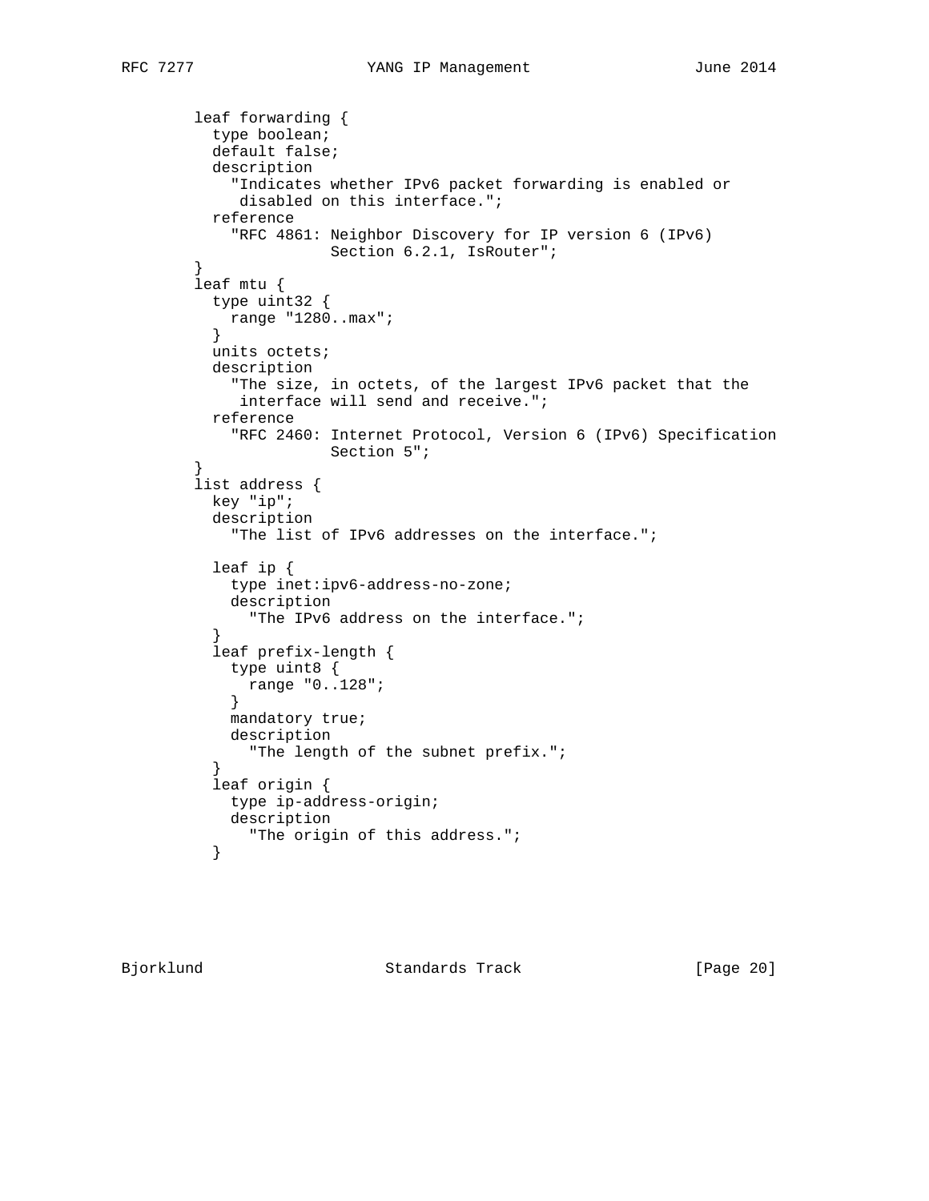```
        leaf forwarding {
          type boolean;
          default false;
          description
            "Indicates whether IPv6 packet forwarding is enabled or
             disabled on this interface.";
          reference
            "RFC 4861: Neighbor Discovery for IP version 6 (IPv6)
                       Section 6.2.1, IsRouter";
        }
        leaf mtu {
          type uint32 {
            range "1280..max";
          }
          units octets;
          description
            "The size, in octets, of the largest IPv6 packet that the
             interface will send and receive.";
          reference
            "RFC 2460: Internet Protocol, Version 6 (IPv6) Specification
                       Section 5";
        }
        list address {
          key "ip";
          description
            "The list of IPv6 addresses on the interface.";

          leaf ip {
            type inet:ipv6-address-no-zone;
            description
              "The IPv6 address on the interface.";
          }
          leaf prefix-length {
            type uint8 {
              range "0..128";
            }
            mandatory true;
            description
              "The length of the subnet prefix.";
          }
          leaf origin {
            type ip-address-origin;
            description
              "The origin of this address.";
          }
```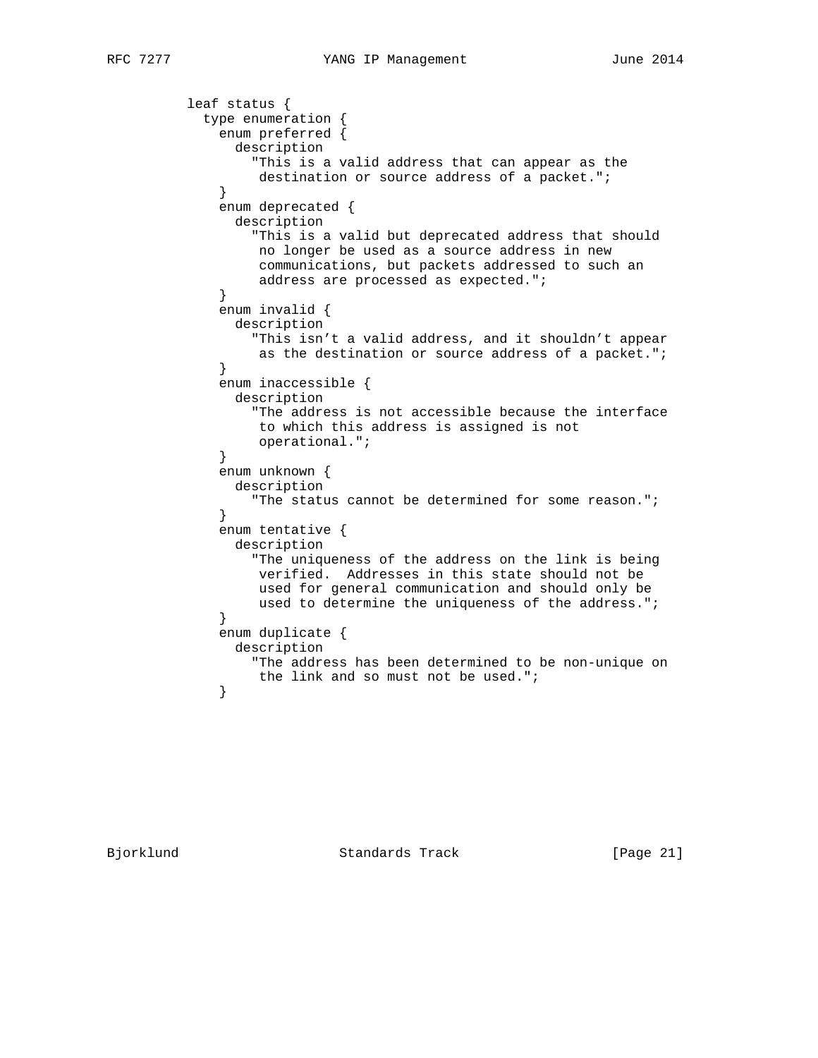```
         leaf status {
           type enumeration {
             enum preferred {
               description
                 "This is a valid address that can appear as the
                  destination or source address of a packet.";
             }
             enum deprecated {
               description
                 "This is a valid but deprecated address that should
                  no longer be used as a source address in new
                  communications, but packets addressed to such an
                  address are processed as expected.";
             }
             enum invalid {
               description
                 "This isn't a valid address, and it shouldn't appear
                  as the destination or source address of a packet.";
             }
             enum inaccessible {
               description
                 "The address is not accessible because the interface
                  to which this address is assigned is not
                  operational.";
             }
             enum unknown {
               description
                 "The status cannot be determined for some reason.";
             }
             enum tentative {
               description
                 "The uniqueness of the address on the link is being
                  verified.  Addresses in this state should not be
                  used for general communication and should only be
                  used to determine the uniqueness of the address.";
             }
             enum duplicate {
               description
                 "The address has been determined to be non-unique on
                  the link and so must not be used.";
             }
```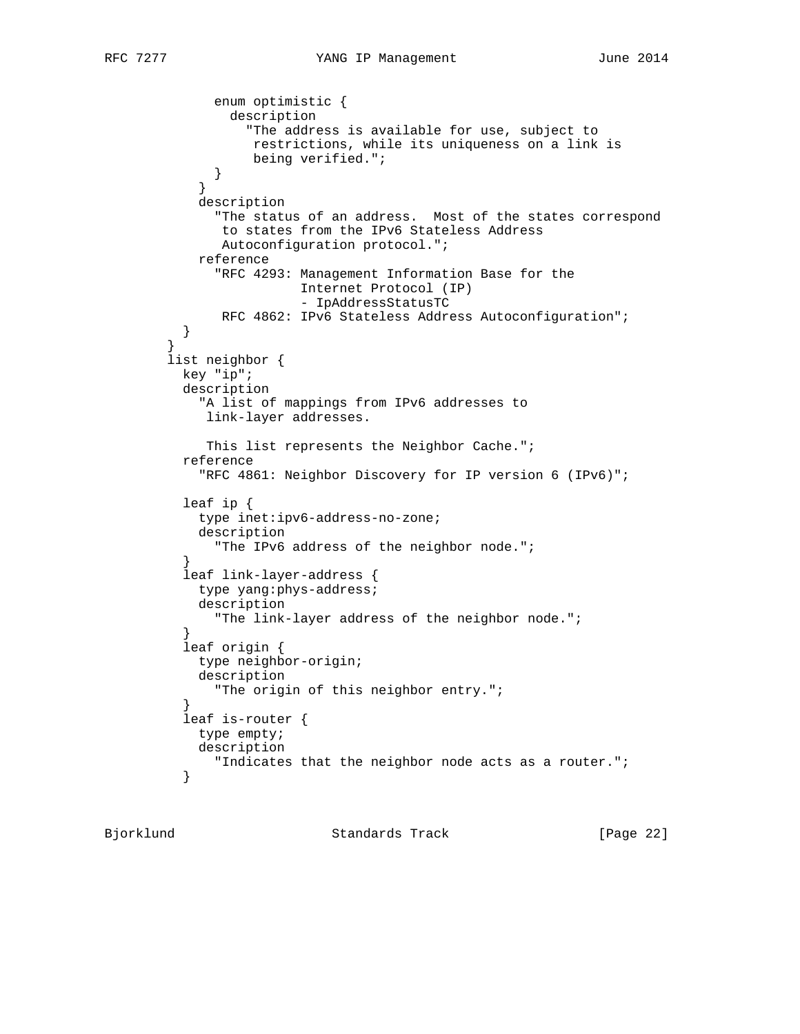```
              enum optimistic {
                description
                  "The address is available for use, subject to
                   restrictions, while its uniqueness on a link is
                   being verified.";
              }
            }
            description
              "The status of an address.  Most of the states correspond
               to states from the IPv6 Stateless Address
               Autoconfiguration protocol.";
            reference
              "RFC 4293: Management Information Base for the
                         Internet Protocol (IP)
                         - IpAddressStatusTC
               RFC 4862: IPv6 Stateless Address Autoconfiguration";
          }
        }
        list neighbor {
          key "ip";
          description
            "A list of mappings from IPv6 addresses to
             link-layer addresses.

             This list represents the Neighbor Cache.";
          reference
            "RFC 4861: Neighbor Discovery for IP version 6 (IPv6)";

          leaf ip {
            type inet:ipv6-address-no-zone;
            description
              "The IPv6 address of the neighbor node.";
          }
          leaf link-layer-address {
            type yang:phys-address;
            description
              "The link-layer address of the neighbor node.";
          }
          leaf origin {
            type neighbor-origin;
            description
              "The origin of this neighbor entry.";
          }
          leaf is-router {
            type empty;
            description
              "Indicates that the neighbor node acts as a router.";
          }
```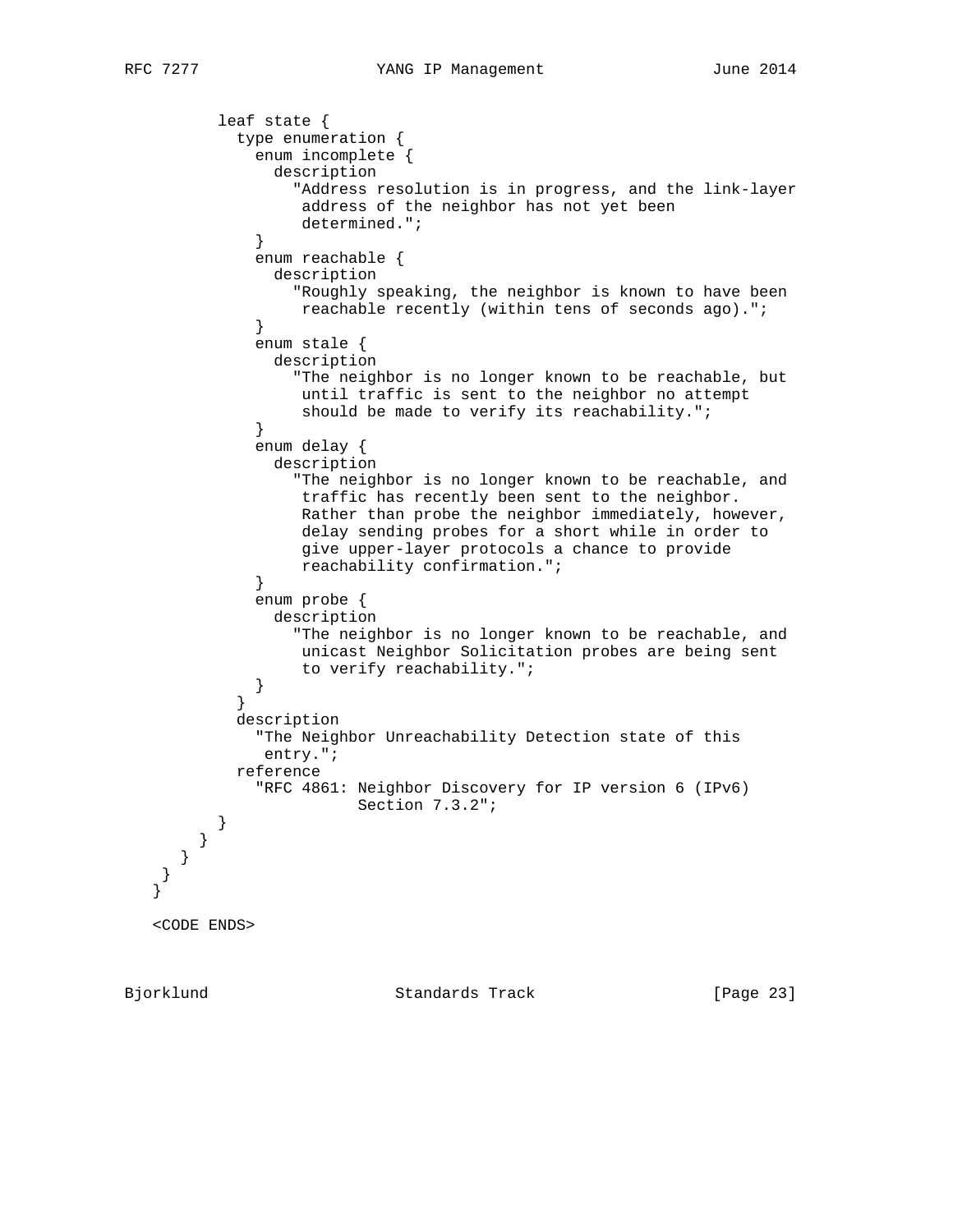```
         leaf state {
           type enumeration {
             enum incomplete {
               description
                 "Address resolution is in progress, and the link-layer
                  address of the neighbor has not yet been
                  determined.";
             }
             enum reachable {
               description
                 "Roughly speaking, the neighbor is known to have been
                  reachable recently (within tens of seconds ago).";
             }
             enum stale {
               description
                 "The neighbor is no longer known to be reachable, but
                  until traffic is sent to the neighbor no attempt
                  should be made to verify its reachability.";
             }
             enum delay {
               description
                 "The neighbor is no longer known to be reachable, and
                  traffic has recently been sent to the neighbor.
                  Rather than probe the neighbor immediately, however,
                  delay sending probes for a short while in order to
                  give upper-layer protocols a chance to provide
                  reachability confirmation.";
             }
             enum probe {
               description
                 "The neighbor is no longer known to be reachable, and
                  unicast Neighbor Solicitation probes are being sent
                  to verify reachability.";
             }
           }
           description
             "The Neighbor Unreachability Detection state of this
              entry.";
           reference
             "RFC 4861: Neighbor Discovery for IP version 6 (IPv6)
                        Section 7.3.2";
         }
       }
     }
    }
   }

   <CODE ENDS>
```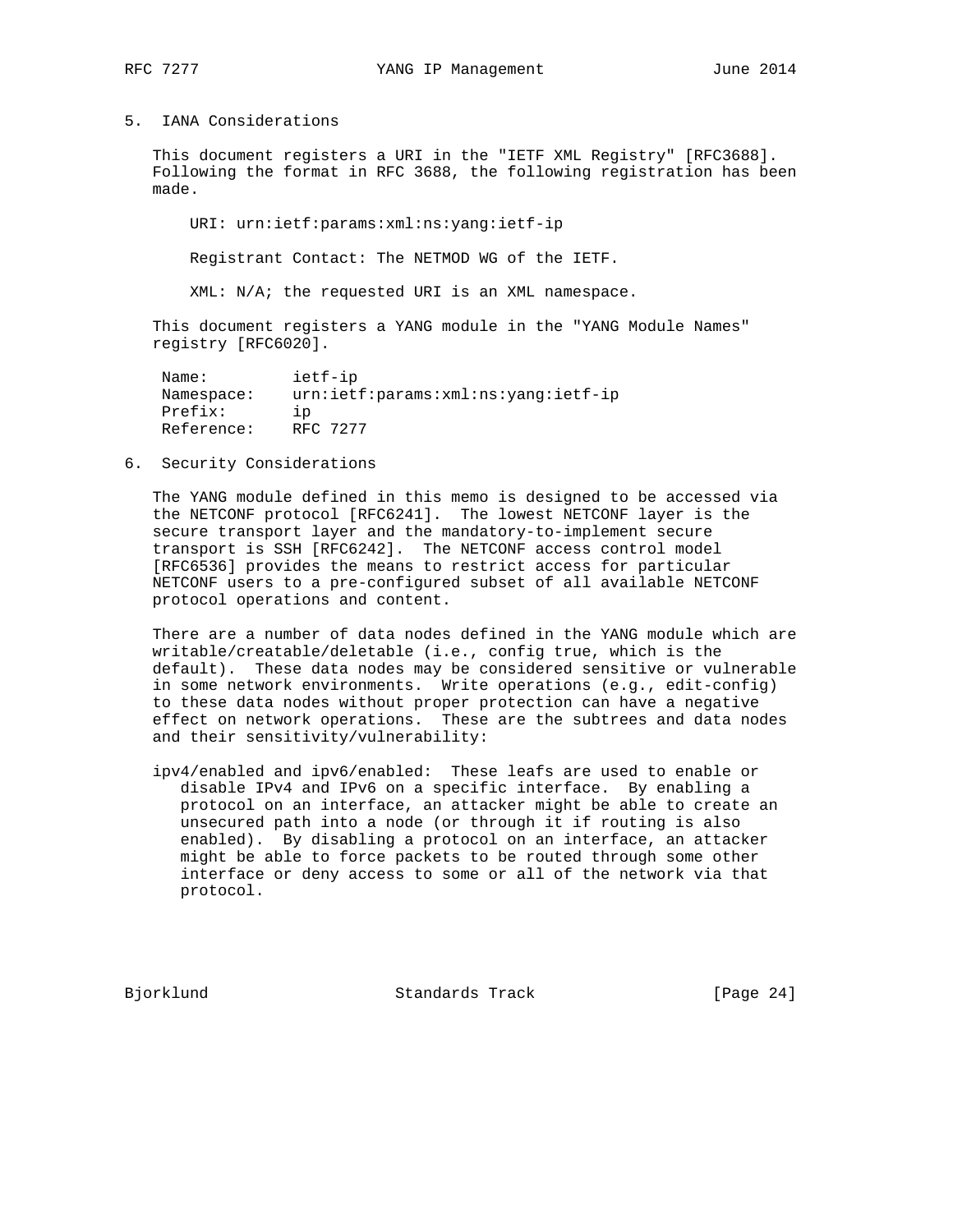## 5. IANA Considerations

This document registers a URI in the "IETF XML Registry" [RFC3688]. Following the format in RFC 3688, the following registration has been made.

URI: urn:ietf:params:xml:ns:yang:ietf-ip

Registrant Contact: The NETMOD WG of the IETF.

XML: N/A; the requested URI is an XML namespace.

This document registers a YANG module in the "YANG Module Names" registry [RFC6020].

```
Name:         ietf-ip
Namespace:    urn:ietf:params:xml:ns:yang:ietf-ip
Prefix:       ip
Reference:    RFC 7277
```

## 6. Security Considerations

The YANG module defined in this memo is designed to be accessed via the NETCONF protocol [RFC6241]. The lowest NETCONF layer is the secure transport layer and the mandatory-to-implement secure transport is SSH [RFC6242]. The NETCONF access control model [RFC6536] provides the means to restrict access for particular NETCONF users to a pre-configured subset of all available NETCONF protocol operations and content.

There are a number of data nodes defined in the YANG module which are writable/creatable/deletable (i.e., config true, which is the default). These data nodes may be considered sensitive or vulnerable in some network environments. Write operations (e.g., edit-config) to these data nodes without proper protection can have a negative effect on network operations. These are the subtrees and data nodes and their sensitivity/vulnerability:

ipv4/enabled and ipv6/enabled: These leafs are used to enable or disable IPv4 and IPv6 on a specific interface. By enabling a protocol on an interface, an attacker might be able to create an unsecured path into a node (or through it if routing is also enabled). By disabling a protocol on an interface, an attacker might be able to force packets to be routed through some other interface or deny access to some or all of the network via that protocol.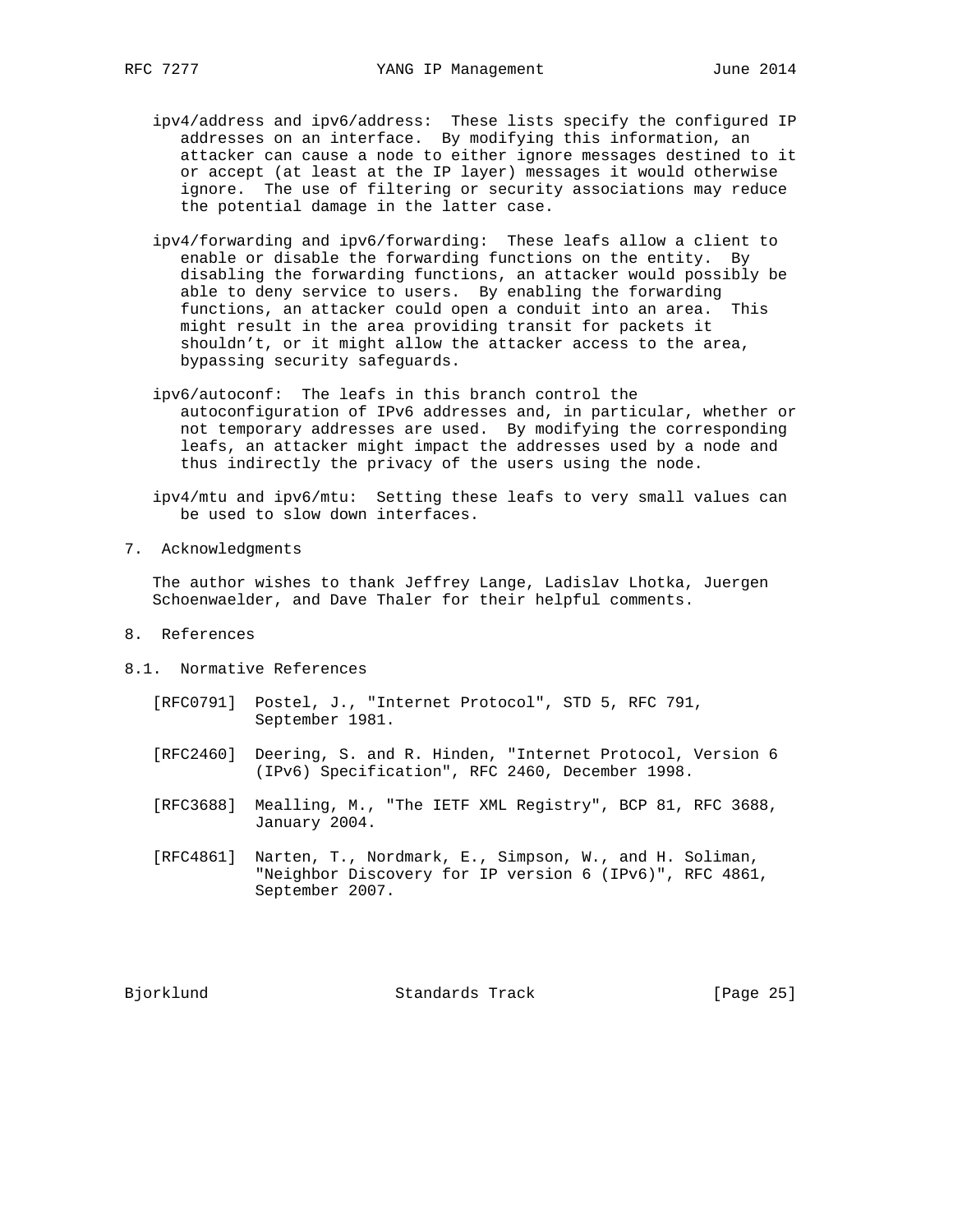ipv4/address and ipv6/address: These lists specify the configured IP addresses on an interface. By modifying this information, an attacker can cause a node to either ignore messages destined to it or accept (at least at the IP layer) messages it would otherwise ignore. The use of filtering or security associations may reduce the potential damage in the latter case.

ipv4/forwarding and ipv6/forwarding: These leafs allow a client to enable or disable the forwarding functions on the entity. By disabling the forwarding functions, an attacker would possibly be able to deny service to users. By enabling the forwarding functions, an attacker could open a conduit into an area. This might result in the area providing transit for packets it shouldn't, or it might allow the attacker access to the area, bypassing security safeguards.

ipv6/autoconf: The leafs in this branch control the autoconfiguration of IPv6 addresses and, in particular, whether or not temporary addresses are used. By modifying the corresponding leafs, an attacker might impact the addresses used by a node and thus indirectly the privacy of the users using the node.

ipv4/mtu and ipv6/mtu: Setting these leafs to very small values can be used to slow down interfaces.

## 7. Acknowledgments

The author wishes to thank Jeffrey Lange, Ladislav Lhotka, Juergen Schoenwaelder, and Dave Thaler for their helpful comments.

## 8. References

### 8.1. Normative References

[RFC0791] Postel, J., "Internet Protocol", STD 5, RFC 791, September 1981.

[RFC2460] Deering, S. and R. Hinden, "Internet Protocol, Version 6 (IPv6) Specification", RFC 2460, December 1998.

[RFC3688] Mealling, M., "The IETF XML Registry", BCP 81, RFC 3688, January 2004.

[RFC4861] Narten, T., Nordmark, E., Simpson, W., and H. Soliman, "Neighbor Discovery for IP version 6 (IPv6)", RFC 4861, September 2007.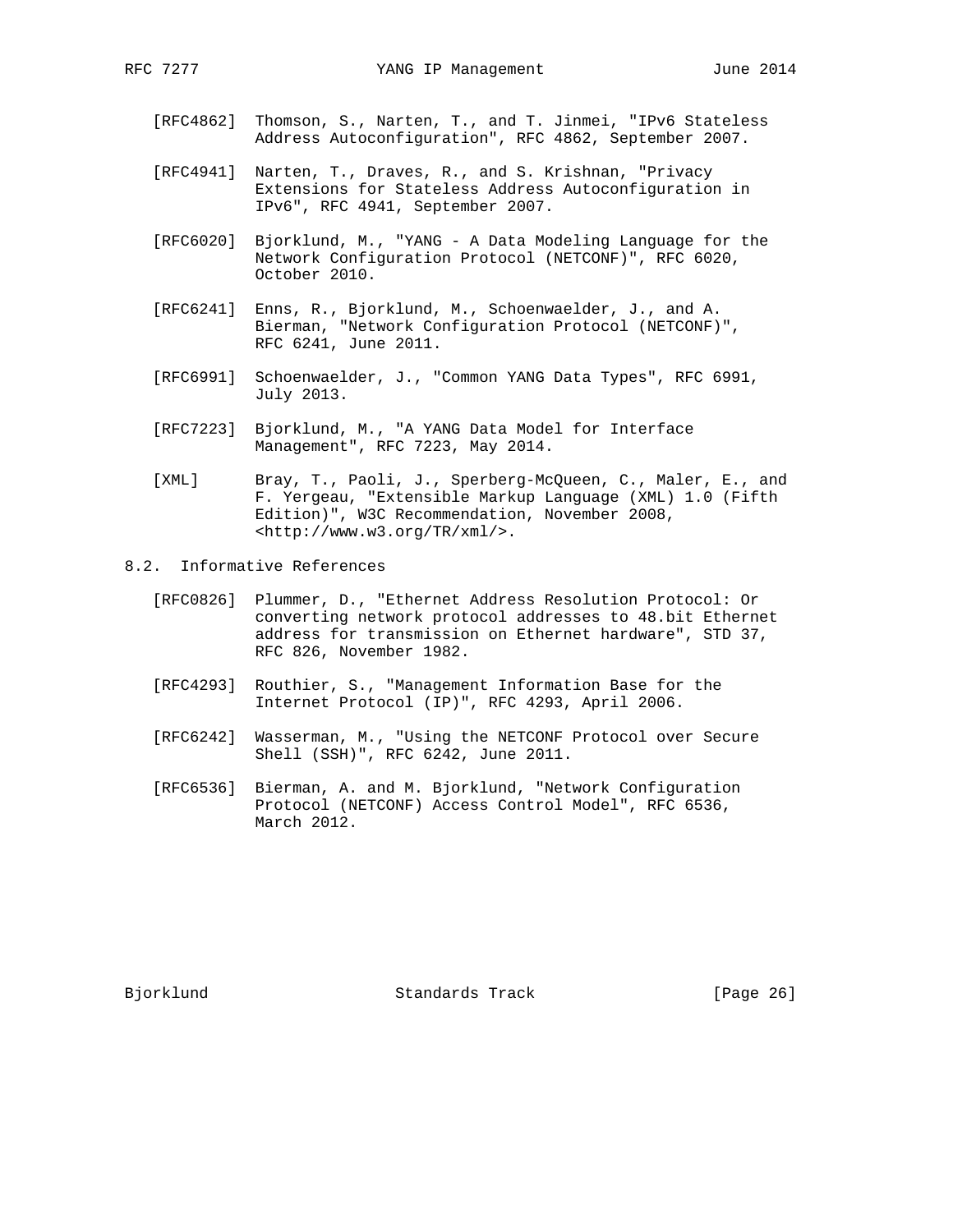[RFC4862] Thomson, S., Narten, T., and T. Jinmei, "IPv6 Stateless Address Autoconfiguration", RFC 4862, September 2007.

[RFC4941] Narten, T., Draves, R., and S. Krishnan, "Privacy Extensions for Stateless Address Autoconfiguration in IPv6", RFC 4941, September 2007.

[RFC6020] Bjorklund, M., "YANG - A Data Modeling Language for the Network Configuration Protocol (NETCONF)", RFC 6020, October 2010.

[RFC6241] Enns, R., Bjorklund, M., Schoenwaelder, J., and A. Bierman, "Network Configuration Protocol (NETCONF)", RFC 6241, June 2011.

[RFC6991] Schoenwaelder, J., "Common YANG Data Types", RFC 6991, July 2013.

[RFC7223] Bjorklund, M., "A YANG Data Model for Interface Management", RFC 7223, May 2014.

[XML] Bray, T., Paoli, J., Sperberg-McQueen, C., Maler, E., and F. Yergeau, "Extensible Markup Language (XML) 1.0 (Fifth Edition)", W3C Recommendation, November 2008, <http://www.w3.org/TR/xml/>.

## 8.2. Informative References

[RFC0826] Plummer, D., "Ethernet Address Resolution Protocol: Or converting network protocol addresses to 48.bit Ethernet address for transmission on Ethernet hardware", STD 37, RFC 826, November 1982.

[RFC4293] Routhier, S., "Management Information Base for the Internet Protocol (IP)", RFC 4293, April 2006.

[RFC6242] Wasserman, M., "Using the NETCONF Protocol over Secure Shell (SSH)", RFC 6242, June 2011.

[RFC6536] Bierman, A. and M. Bjorklund, "Network Configuration Protocol (NETCONF) Access Control Model", RFC 6536, March 2012.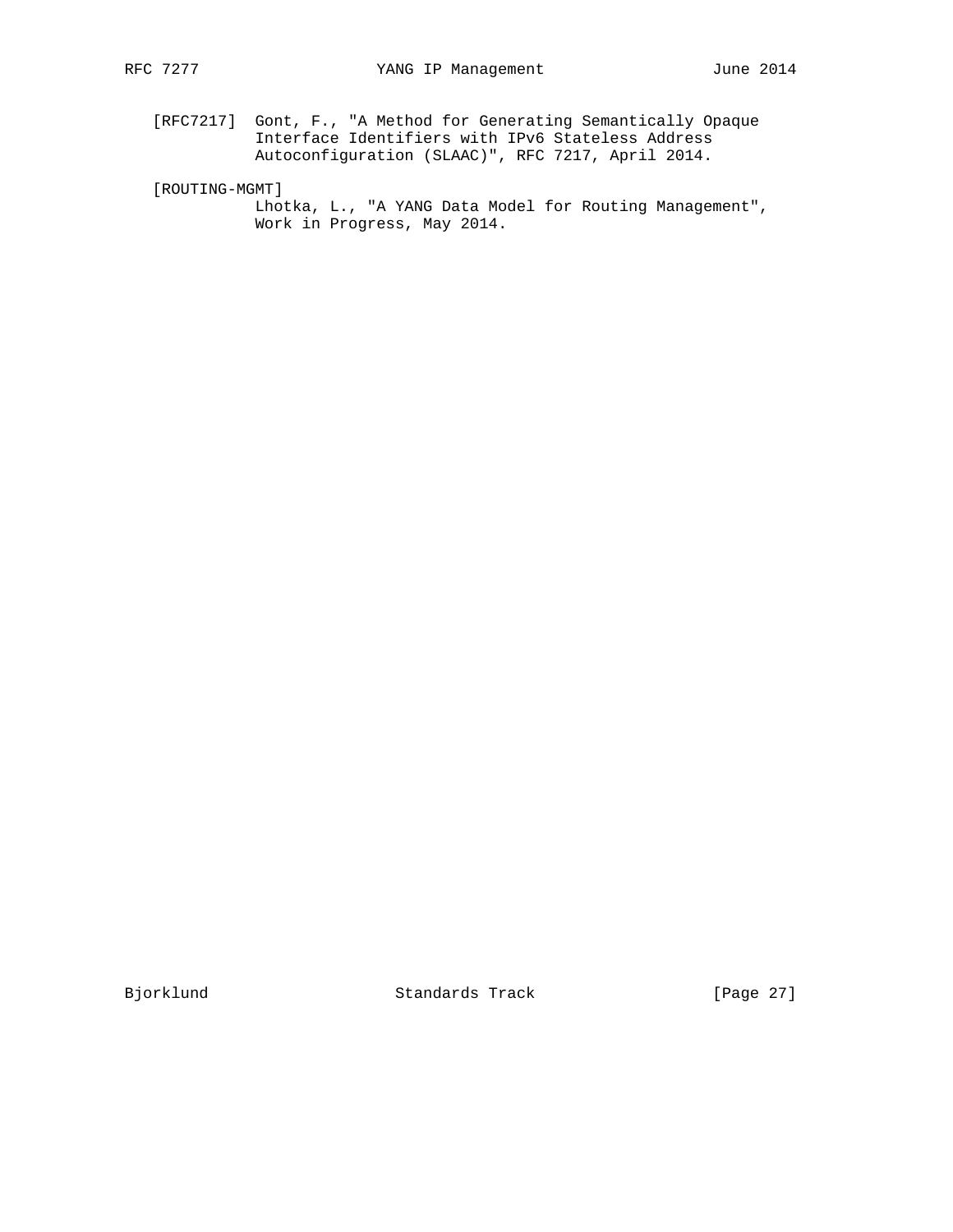[RFC7217] Gont, F., "A Method for Generating Semantically Opaque Interface Identifiers with IPv6 Stateless Address Autoconfiguration (SLAAC)", RFC 7217, April 2014.

[ROUTING-MGMT] Lhotka, L., "A YANG Data Model for Routing Management", Work in Progress, May 2014.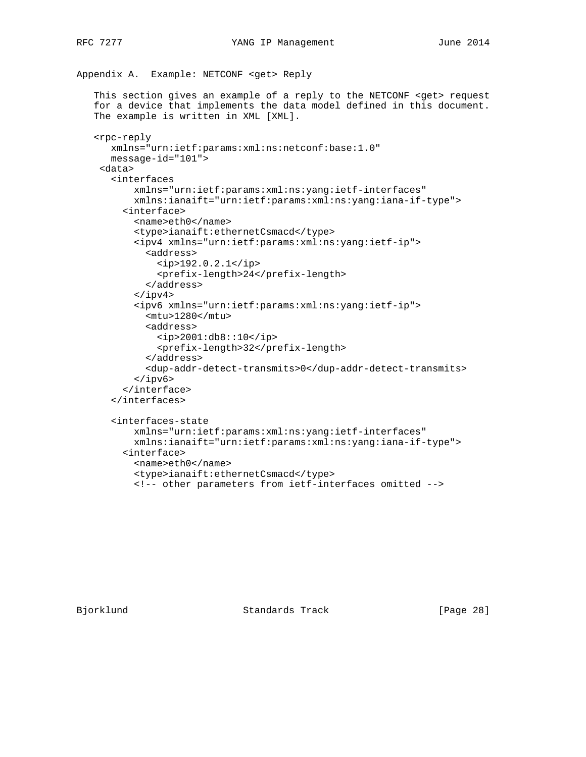## Appendix A. Example: NETCONF <get> Reply

This section gives an example of a reply to the NETCONF <get> request for a device that implements the data model defined in this document. The example is written in XML [XML].

```
<rpc-reply
   xmlns="urn:ietf:params:xml:ns:netconf:base:1.0"
   message-id="101">
 <data>
   <interfaces
       xmlns="urn:ietf:params:xml:ns:yang:ietf-interfaces"
       xmlns:ianaift="urn:ietf:params:xml:ns:yang:iana-if-type">
     <interface>
       <name>eth0</name>
       <type>ianaift:ethernetCsmacd</type>
       <ipv4 xmlns="urn:ietf:params:xml:ns:yang:ietf-ip">
         <address>
           <ip>192.0.2.1</ip>
           <prefix-length>24</prefix-length>
         </address>
       </ipv4>
       <ipv6 xmlns="urn:ietf:params:xml:ns:yang:ietf-ip">
         <mtu>1280</mtu>
         <address>
           <ip>2001:db8::10</ip>
           <prefix-length>32</prefix-length>
         </address>
         <dup-addr-detect-transmits>0</dup-addr-detect-transmits>
       </ipv6>
     </interface>
   </interfaces>

   <interfaces-state
       xmlns="urn:ietf:params:xml:ns:yang:ietf-interfaces"
       xmlns:ianaift="urn:ietf:params:xml:ns:yang:iana-if-type">
     <interface>
       <name>eth0</name>
       <type>ianaift:ethernetCsmacd</type>
       <!-- other parameters from ietf-interfaces omitted -->
```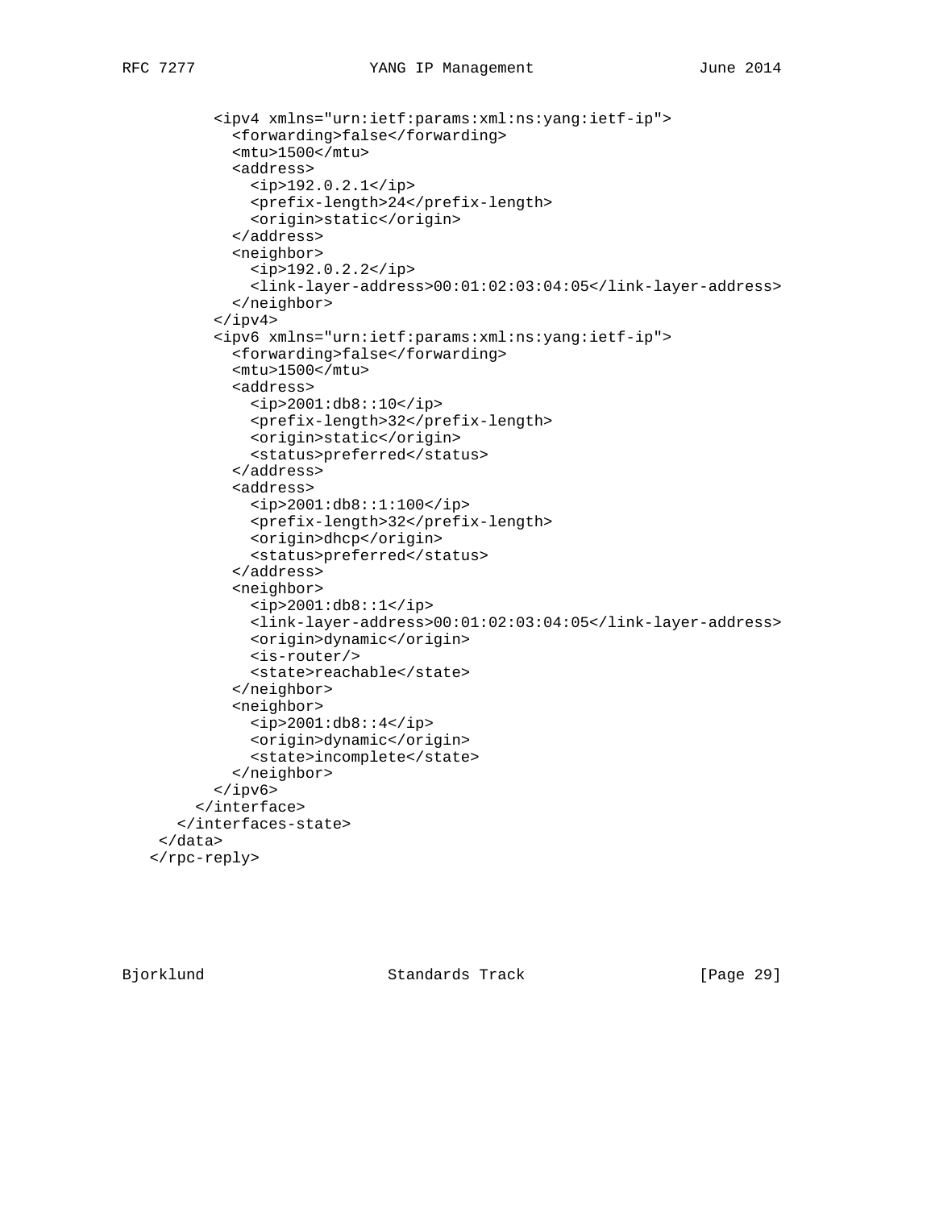```
          <ipv4 xmlns="urn:ietf:params:xml:ns:yang:ietf-ip">
            <forwarding>false</forwarding>
            <mtu>1500</mtu>
            <address>
              <ip>192.0.2.1</ip>
              <prefix-length>24</prefix-length>
              <origin>static</origin>
            </address>
            <neighbor>
              <ip>192.0.2.2</ip>
              <link-layer-address>00:01:02:03:04:05</link-layer-address>
            </neighbor>
          </ipv4>
          <ipv6 xmlns="urn:ietf:params:xml:ns:yang:ietf-ip">
            <forwarding>false</forwarding>
            <mtu>1500</mtu>
            <address>
              <ip>2001:db8::10</ip>
              <prefix-length>32</prefix-length>
              <origin>static</origin>
              <status>preferred</status>
            </address>
            <address>
              <ip>2001:db8::1:100</ip>
              <prefix-length>32</prefix-length>
              <origin>dhcp</origin>
              <status>preferred</status>
            </address>
            <neighbor>
              <ip>2001:db8::1</ip>
              <link-layer-address>00:01:02:03:04:05</link-layer-address>
              <origin>dynamic</origin>
              <is-router/>
              <state>reachable</state>
            </neighbor>
            <neighbor>
              <ip>2001:db8::4</ip>
              <origin>dynamic</origin>
              <state>incomplete</state>
            </neighbor>
          </ipv6>
        </interface>
      </interfaces-state>
    </data>
  </rpc-reply>
```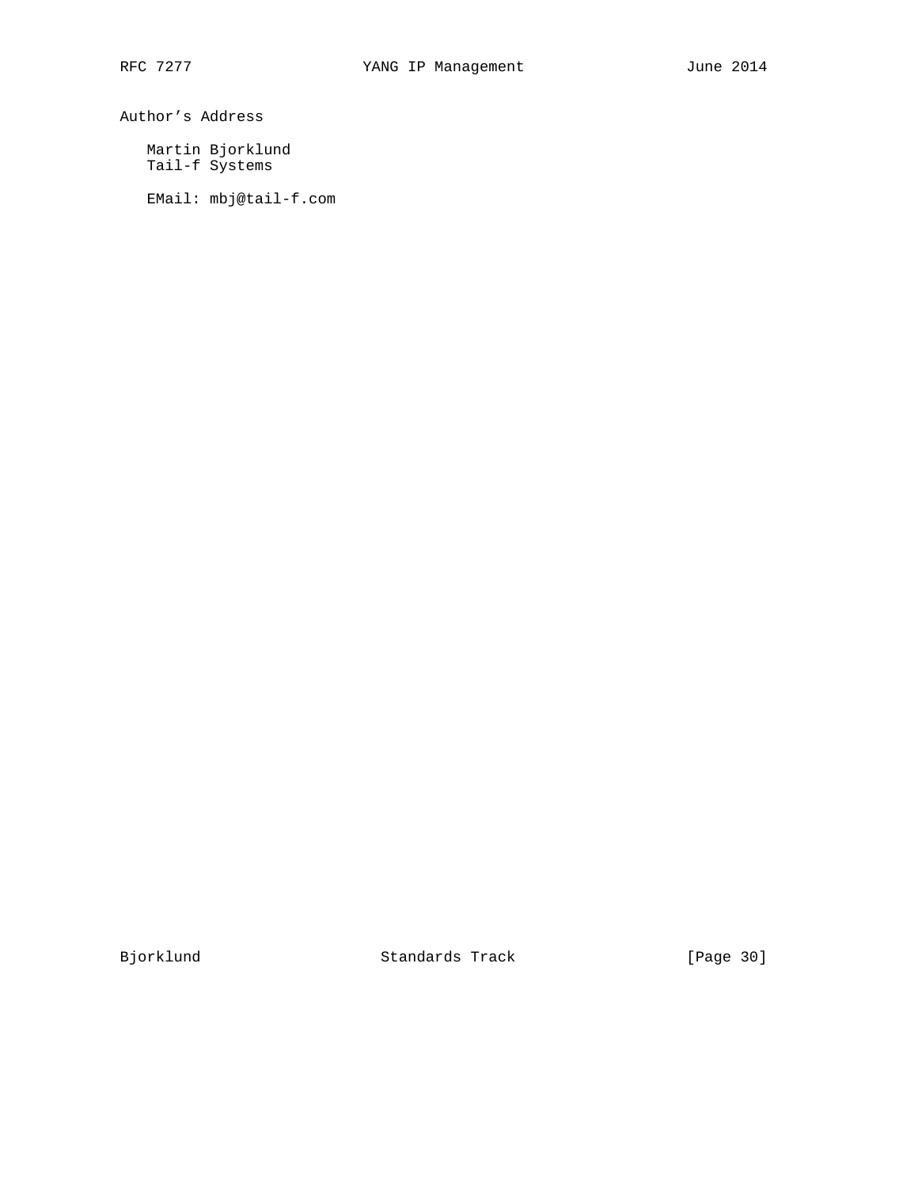## Author's Address

Martin Bjorklund
Tail-f Systems

EMail: mbj@tail-f.com